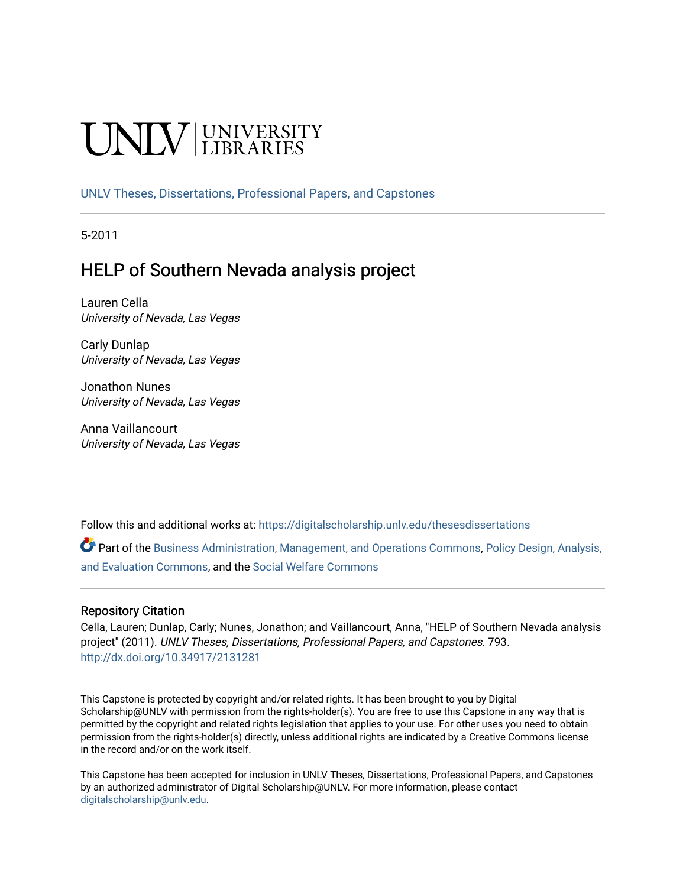UNLV | UNIVERSITY LIBRARIES

UNLV Theses, Dissertations, Professional Papers, and Capstones

5-2011

# HELP of Southern Nevada analysis project

Lauren Cella
*University of Nevada, Las Vegas*

Carly Dunlap
*University of Nevada, Las Vegas*

Jonathon Nunes
*University of Nevada, Las Vegas*

Anna Vaillancourt
*University of Nevada, Las Vegas*

Follow this and additional works at: https://digitalscholarship.unlv.edu/thesesdissertations

Part of the Business Administration, Management, and Operations Commons, Policy Design, Analysis, and Evaluation Commons, and the Social Welfare Commons

## Repository Citation

Cella, Lauren; Dunlap, Carly; Nunes, Jonathon; and Vaillancourt, Anna, "HELP of Southern Nevada analysis project" (2011). *UNLV Theses, Dissertations, Professional Papers, and Capstones*. 793.
http://dx.doi.org/10.34917/2131281

This Capstone is protected by copyright and/or related rights. It has been brought to you by Digital Scholarship@UNLV with permission from the rights-holder(s). You are free to use this Capstone in any way that is permitted by the copyright and related rights legislation that applies to your use. For other uses you need to obtain permission from the rights-holder(s) directly, unless additional rights are indicated by a Creative Commons license in the record and/or on the work itself.

This Capstone has been accepted for inclusion in UNLV Theses, Dissertations, Professional Papers, and Capstones by an authorized administrator of Digital Scholarship@UNLV. For more information, please contact digitalscholarship@unlv.edu.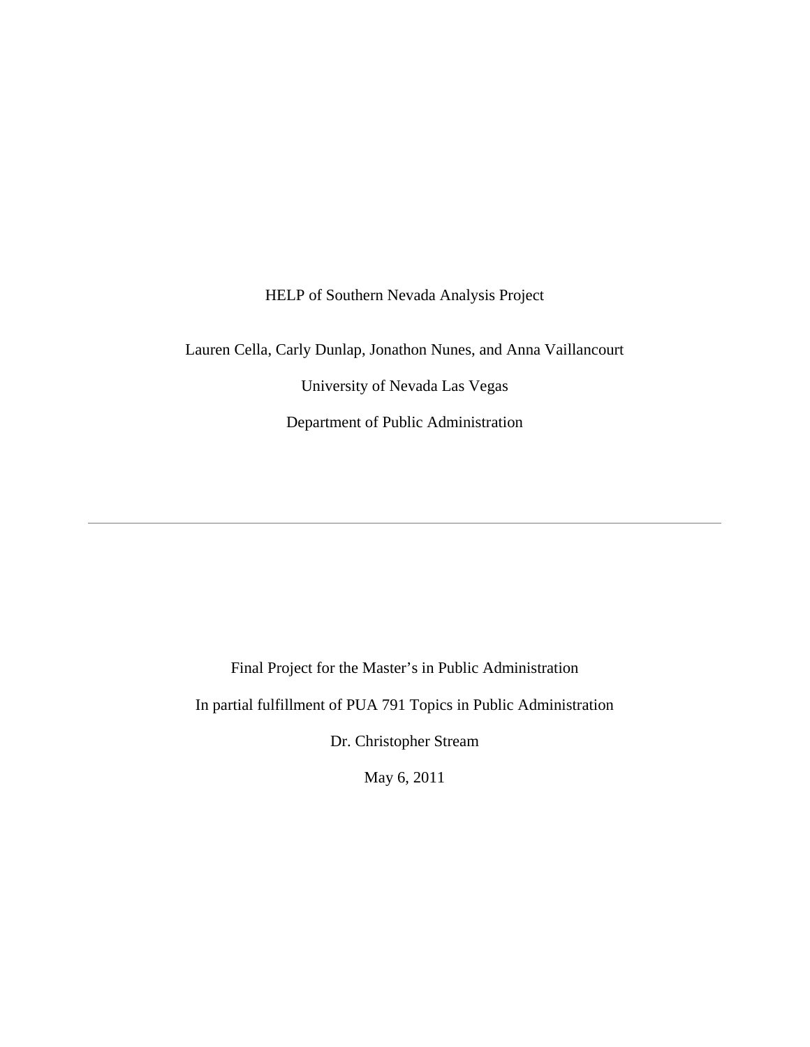HELP of Southern Nevada Analysis Project

Lauren Cella, Carly Dunlap, Jonathon Nunes, and Anna Vaillancourt

University of Nevada Las Vegas

Department of Public Administration

---

Final Project for the Master's in Public Administration

In partial fulfillment of PUA 791 Topics in Public Administration

Dr. Christopher Stream

May 6, 2011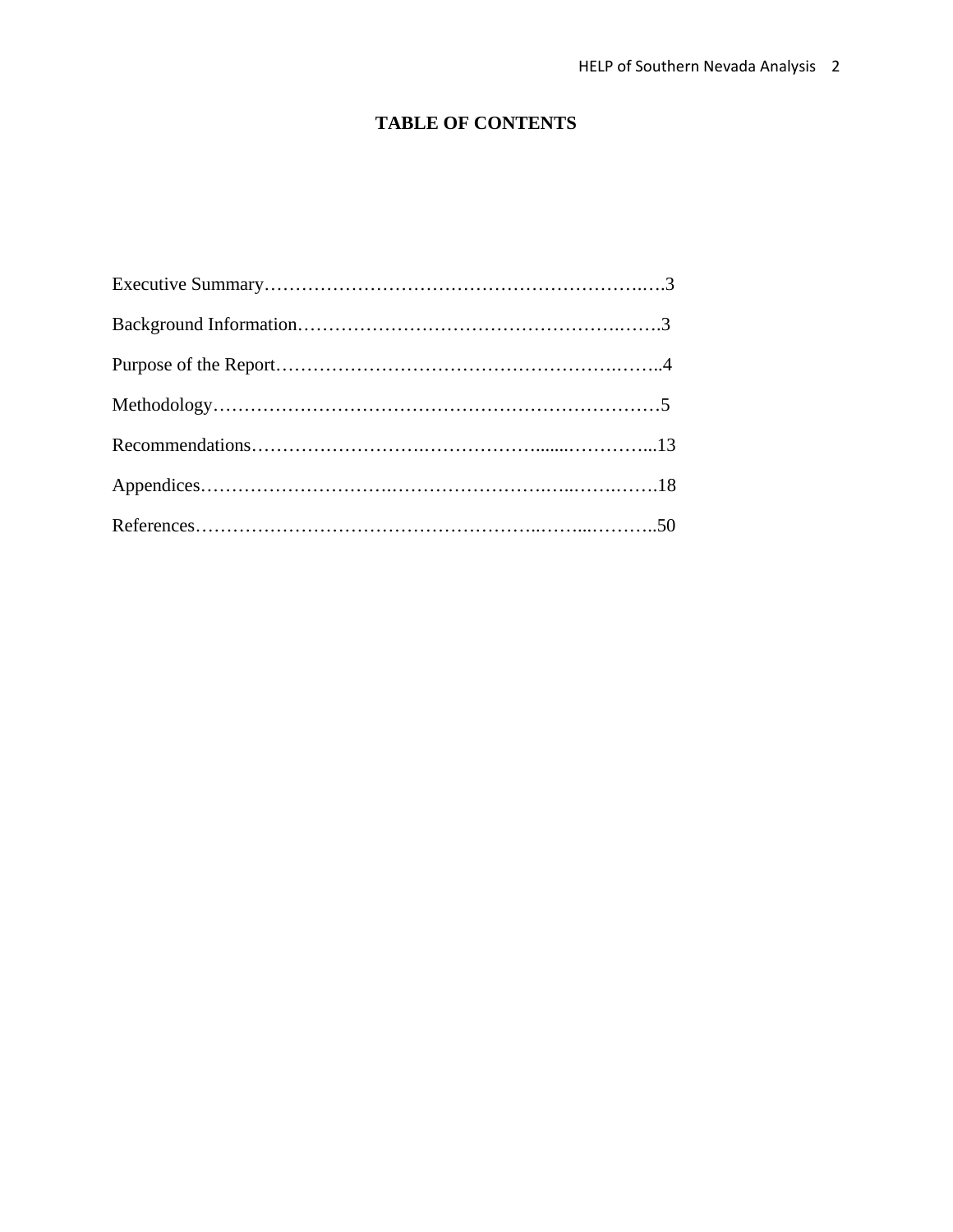# TABLE OF CONTENTS

Executive Summary……………………………………………………………….3

Background Information…………………………………………………….3

Purpose of the Report………………………………………………………..4

Methodology……………………………………………………………………5

Recommendations………………………………………………………...13

Appendices…………………………………………………………………….18

References………………………………………………………………..50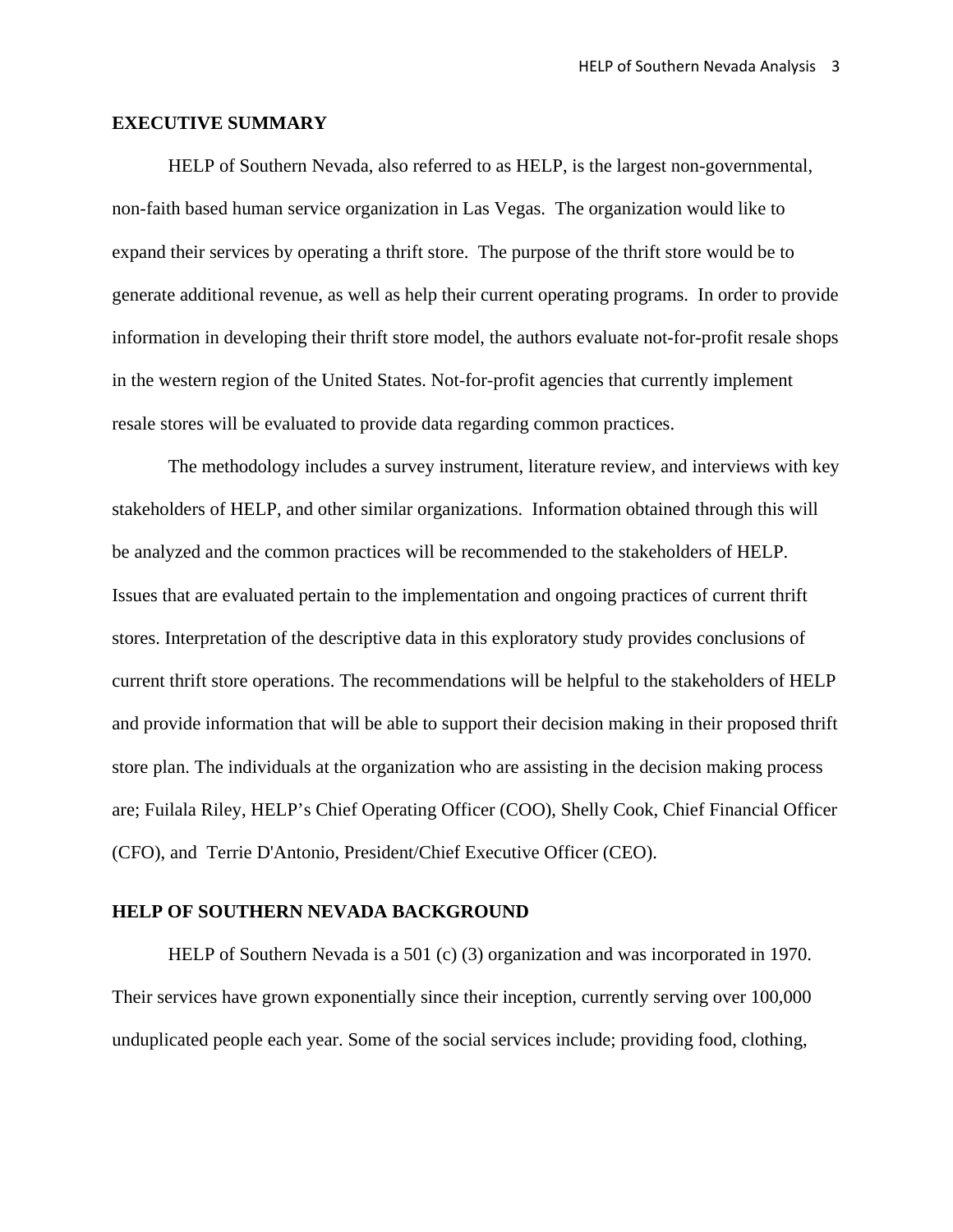## EXECUTIVE SUMMARY

HELP of Southern Nevada, also referred to as HELP, is the largest non-governmental, non-faith based human service organization in Las Vegas. The organization would like to expand their services by operating a thrift store. The purpose of the thrift store would be to generate additional revenue, as well as help their current operating programs. In order to provide information in developing their thrift store model, the authors evaluate not-for-profit resale shops in the western region of the United States. Not-for-profit agencies that currently implement resale stores will be evaluated to provide data regarding common practices.

The methodology includes a survey instrument, literature review, and interviews with key stakeholders of HELP, and other similar organizations. Information obtained through this will be analyzed and the common practices will be recommended to the stakeholders of HELP. Issues that are evaluated pertain to the implementation and ongoing practices of current thrift stores. Interpretation of the descriptive data in this exploratory study provides conclusions of current thrift store operations. The recommendations will be helpful to the stakeholders of HELP and provide information that will be able to support their decision making in their proposed thrift store plan. The individuals at the organization who are assisting in the decision making process are; Fuilala Riley, HELP's Chief Operating Officer (COO), Shelly Cook, Chief Financial Officer (CFO), and Terrie D'Antonio, President/Chief Executive Officer (CEO).

## HELP OF SOUTHERN NEVADA BACKGROUND

HELP of Southern Nevada is a 501 (c) (3) organization and was incorporated in 1970. Their services have grown exponentially since their inception, currently serving over 100,000 unduplicated people each year. Some of the social services include; providing food, clothing,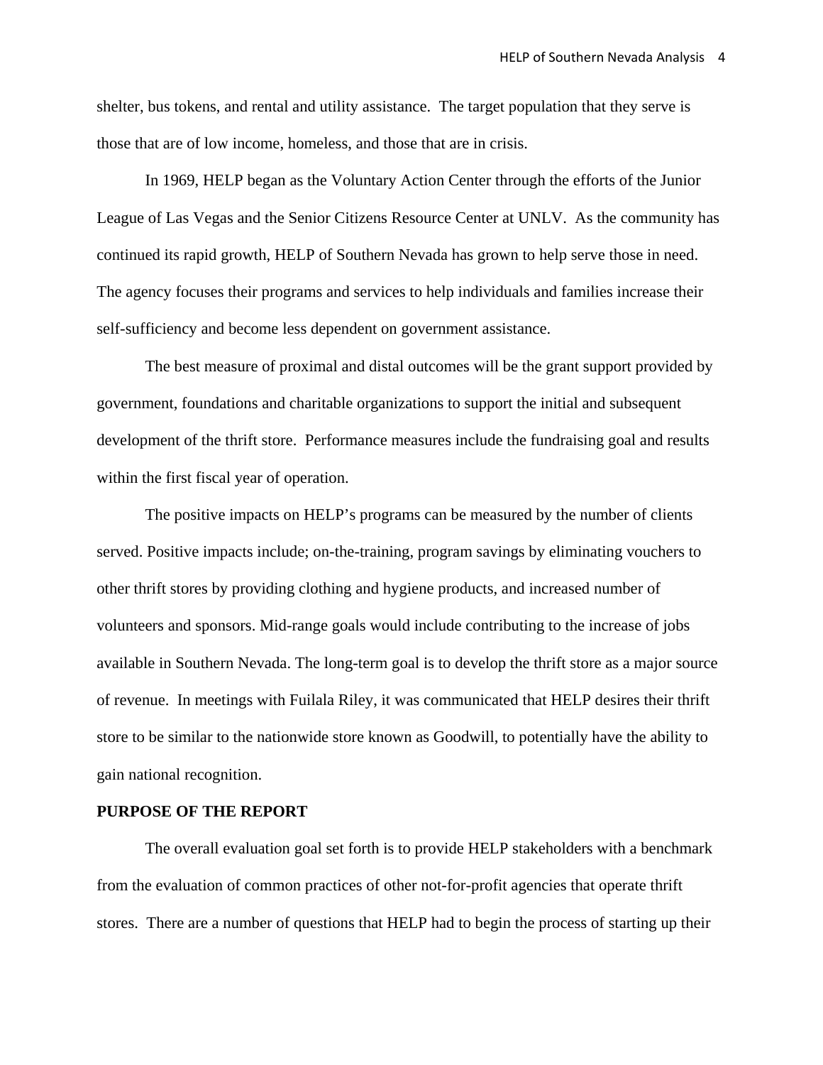shelter, bus tokens, and rental and utility assistance. The target population that they serve is those that are of low income, homeless, and those that are in crisis.

In 1969, HELP began as the Voluntary Action Center through the efforts of the Junior League of Las Vegas and the Senior Citizens Resource Center at UNLV. As the community has continued its rapid growth, HELP of Southern Nevada has grown to help serve those in need. The agency focuses their programs and services to help individuals and families increase their self-sufficiency and become less dependent on government assistance.

The best measure of proximal and distal outcomes will be the grant support provided by government, foundations and charitable organizations to support the initial and subsequent development of the thrift store. Performance measures include the fundraising goal and results within the first fiscal year of operation.

The positive impacts on HELP's programs can be measured by the number of clients served. Positive impacts include; on-the-training, program savings by eliminating vouchers to other thrift stores by providing clothing and hygiene products, and increased number of volunteers and sponsors. Mid-range goals would include contributing to the increase of jobs available in Southern Nevada. The long-term goal is to develop the thrift store as a major source of revenue. In meetings with Fuilala Riley, it was communicated that HELP desires their thrift store to be similar to the nationwide store known as Goodwill, to potentially have the ability to gain national recognition.

## PURPOSE OF THE REPORT

The overall evaluation goal set forth is to provide HELP stakeholders with a benchmark from the evaluation of common practices of other not-for-profit agencies that operate thrift stores. There are a number of questions that HELP had to begin the process of starting up their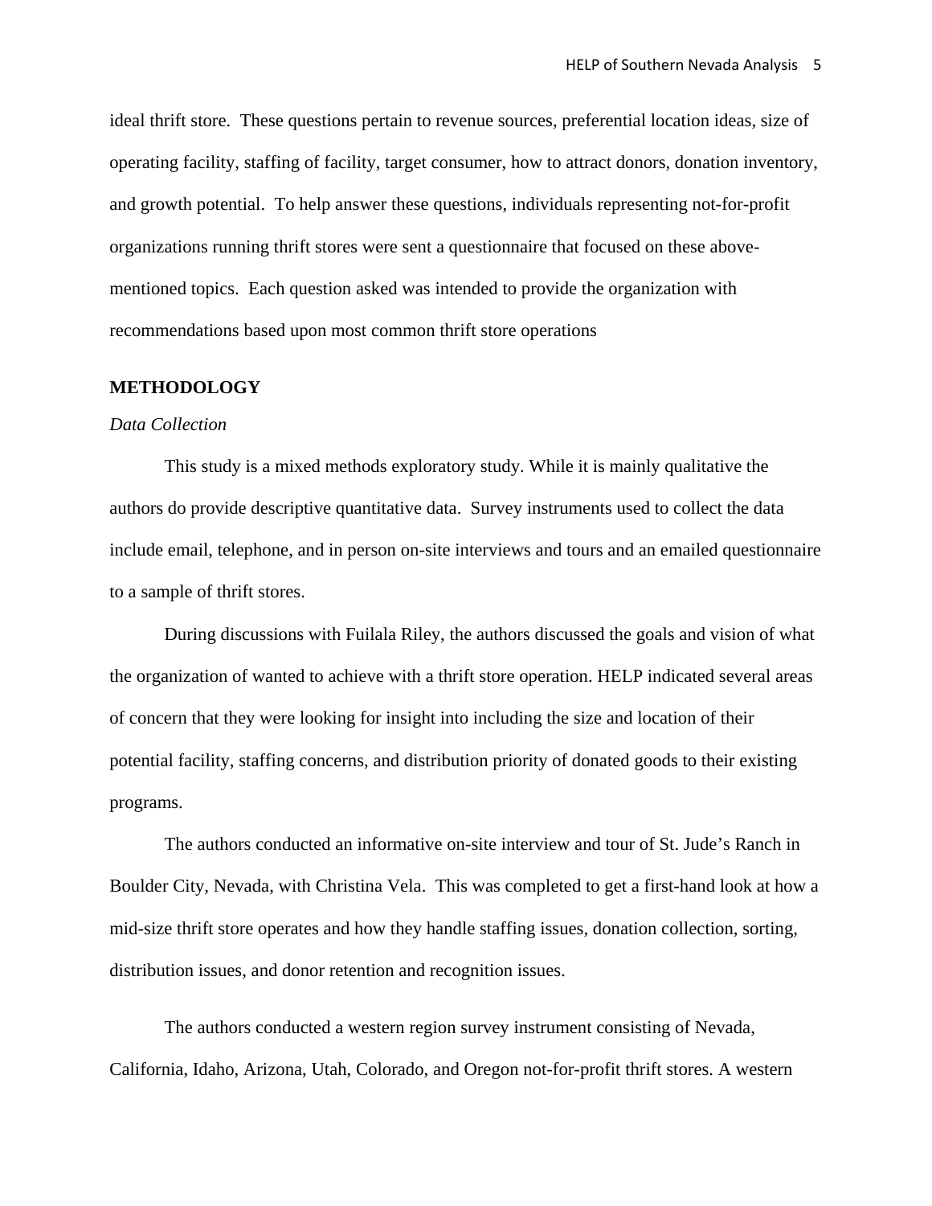ideal thrift store. These questions pertain to revenue sources, preferential location ideas, size of operating facility, staffing of facility, target consumer, how to attract donors, donation inventory, and growth potential. To help answer these questions, individuals representing not-for-profit organizations running thrift stores were sent a questionnaire that focused on these above-mentioned topics. Each question asked was intended to provide the organization with recommendations based upon most common thrift store operations

## METHODOLOGY

### *Data Collection*

This study is a mixed methods exploratory study. While it is mainly qualitative the authors do provide descriptive quantitative data. Survey instruments used to collect the data include email, telephone, and in person on-site interviews and tours and an emailed questionnaire to a sample of thrift stores.

During discussions with Fuilala Riley, the authors discussed the goals and vision of what the organization of wanted to achieve with a thrift store operation. HELP indicated several areas of concern that they were looking for insight into including the size and location of their potential facility, staffing concerns, and distribution priority of donated goods to their existing programs.

The authors conducted an informative on-site interview and tour of St. Jude's Ranch in Boulder City, Nevada, with Christina Vela. This was completed to get a first-hand look at how a mid-size thrift store operates and how they handle staffing issues, donation collection, sorting, distribution issues, and donor retention and recognition issues.

The authors conducted a western region survey instrument consisting of Nevada, California, Idaho, Arizona, Utah, Colorado, and Oregon not-for-profit thrift stores. A western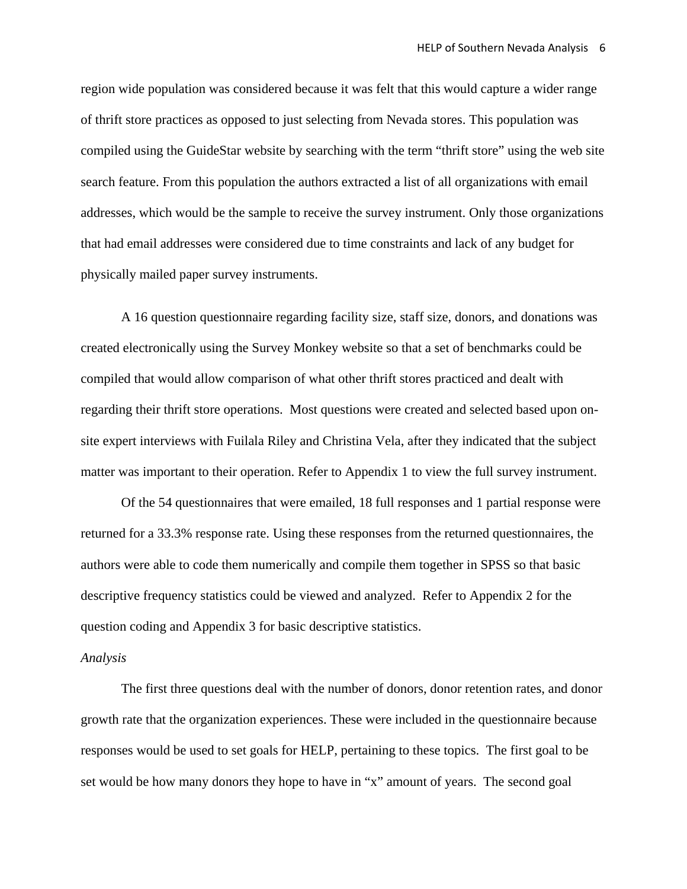region wide population was considered because it was felt that this would capture a wider range of thrift store practices as opposed to just selecting from Nevada stores. This population was compiled using the GuideStar website by searching with the term "thrift store" using the web site search feature. From this population the authors extracted a list of all organizations with email addresses, which would be the sample to receive the survey instrument. Only those organizations that had email addresses were considered due to time constraints and lack of any budget for physically mailed paper survey instruments.

A 16 question questionnaire regarding facility size, staff size, donors, and donations was created electronically using the Survey Monkey website so that a set of benchmarks could be compiled that would allow comparison of what other thrift stores practiced and dealt with regarding their thrift store operations. Most questions were created and selected based upon on-site expert interviews with Fuilala Riley and Christina Vela, after they indicated that the subject matter was important to their operation. Refer to Appendix 1 to view the full survey instrument.

Of the 54 questionnaires that were emailed, 18 full responses and 1 partial response were returned for a 33.3% response rate. Using these responses from the returned questionnaires, the authors were able to code them numerically and compile them together in SPSS so that basic descriptive frequency statistics could be viewed and analyzed. Refer to Appendix 2 for the question coding and Appendix 3 for basic descriptive statistics.

*Analysis*

The first three questions deal with the number of donors, donor retention rates, and donor growth rate that the organization experiences. These were included in the questionnaire because responses would be used to set goals for HELP, pertaining to these topics. The first goal to be set would be how many donors they hope to have in "x" amount of years. The second goal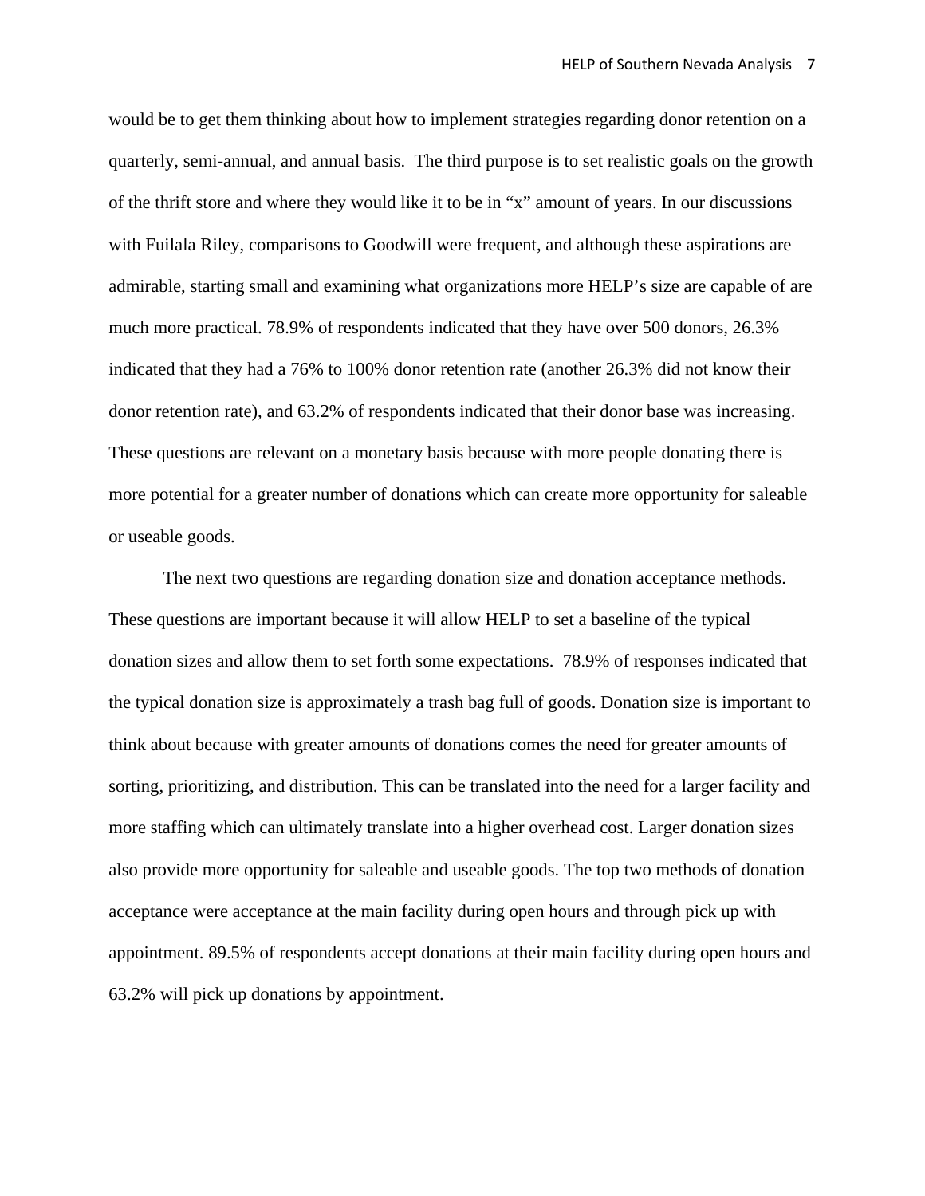would be to get them thinking about how to implement strategies regarding donor retention on a quarterly, semi-annual, and annual basis. The third purpose is to set realistic goals on the growth of the thrift store and where they would like it to be in "x" amount of years. In our discussions with Fuilala Riley, comparisons to Goodwill were frequent, and although these aspirations are admirable, starting small and examining what organizations more HELP's size are capable of are much more practical. 78.9% of respondents indicated that they have over 500 donors, 26.3% indicated that they had a 76% to 100% donor retention rate (another 26.3% did not know their donor retention rate), and 63.2% of respondents indicated that their donor base was increasing. These questions are relevant on a monetary basis because with more people donating there is more potential for a greater number of donations which can create more opportunity for saleable or useable goods.

The next two questions are regarding donation size and donation acceptance methods. These questions are important because it will allow HELP to set a baseline of the typical donation sizes and allow them to set forth some expectations. 78.9% of responses indicated that the typical donation size is approximately a trash bag full of goods. Donation size is important to think about because with greater amounts of donations comes the need for greater amounts of sorting, prioritizing, and distribution. This can be translated into the need for a larger facility and more staffing which can ultimately translate into a higher overhead cost. Larger donation sizes also provide more opportunity for saleable and useable goods. The top two methods of donation acceptance were acceptance at the main facility during open hours and through pick up with appointment. 89.5% of respondents accept donations at their main facility during open hours and 63.2% will pick up donations by appointment.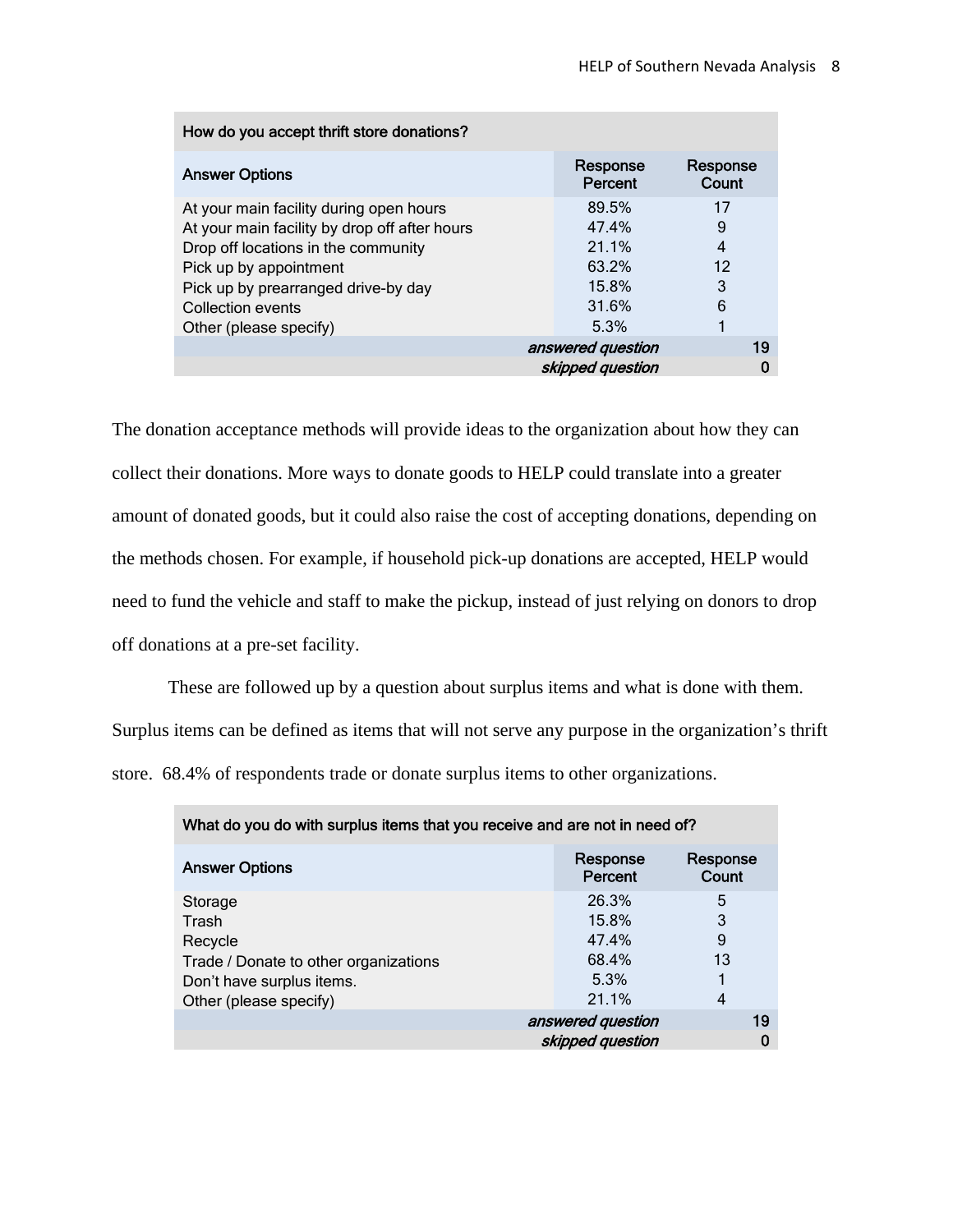| How do you accept thrift store donations? | | |
|---|---|---|
| **Answer Options** | **Response Percent** | **Response Count** |
| At your main facility during open hours | 89.5% | 17 |
| At your main facility by drop off after hours | 47.4% | 9 |
| Drop off locations in the community | 21.1% | 4 |
| Pick up by appointment | 63.2% | 12 |
| Pick up by prearranged drive-by day | 15.8% | 3 |
| Collection events | 31.6% | 6 |
| Other (please specify) | 5.3% | 1 |
| | *answered question* | 19 |
| | *skipped question* | 0 |

The donation acceptance methods will provide ideas to the organization about how they can collect their donations. More ways to donate goods to HELP could translate into a greater amount of donated goods, but it could also raise the cost of accepting donations, depending on the methods chosen. For example, if household pick-up donations are accepted, HELP would need to fund the vehicle and staff to make the pickup, instead of just relying on donors to drop off donations at a pre-set facility.

These are followed up by a question about surplus items and what is done with them. Surplus items can be defined as items that will not serve any purpose in the organization's thrift store. 68.4% of respondents trade or donate surplus items to other organizations.

| What do you do with surplus items that you receive and are not in need of? | | |
|---|---|---|
| **Answer Options** | **Response Percent** | **Response Count** |
| Storage | 26.3% | 5 |
| Trash | 15.8% | 3 |
| Recycle | 47.4% | 9 |
| Trade / Donate to other organizations | 68.4% | 13 |
| Don't have surplus items. | 5.3% | 1 |
| Other (please specify) | 21.1% | 4 |
| | *answered question* | 19 |
| | *skipped question* | 0 |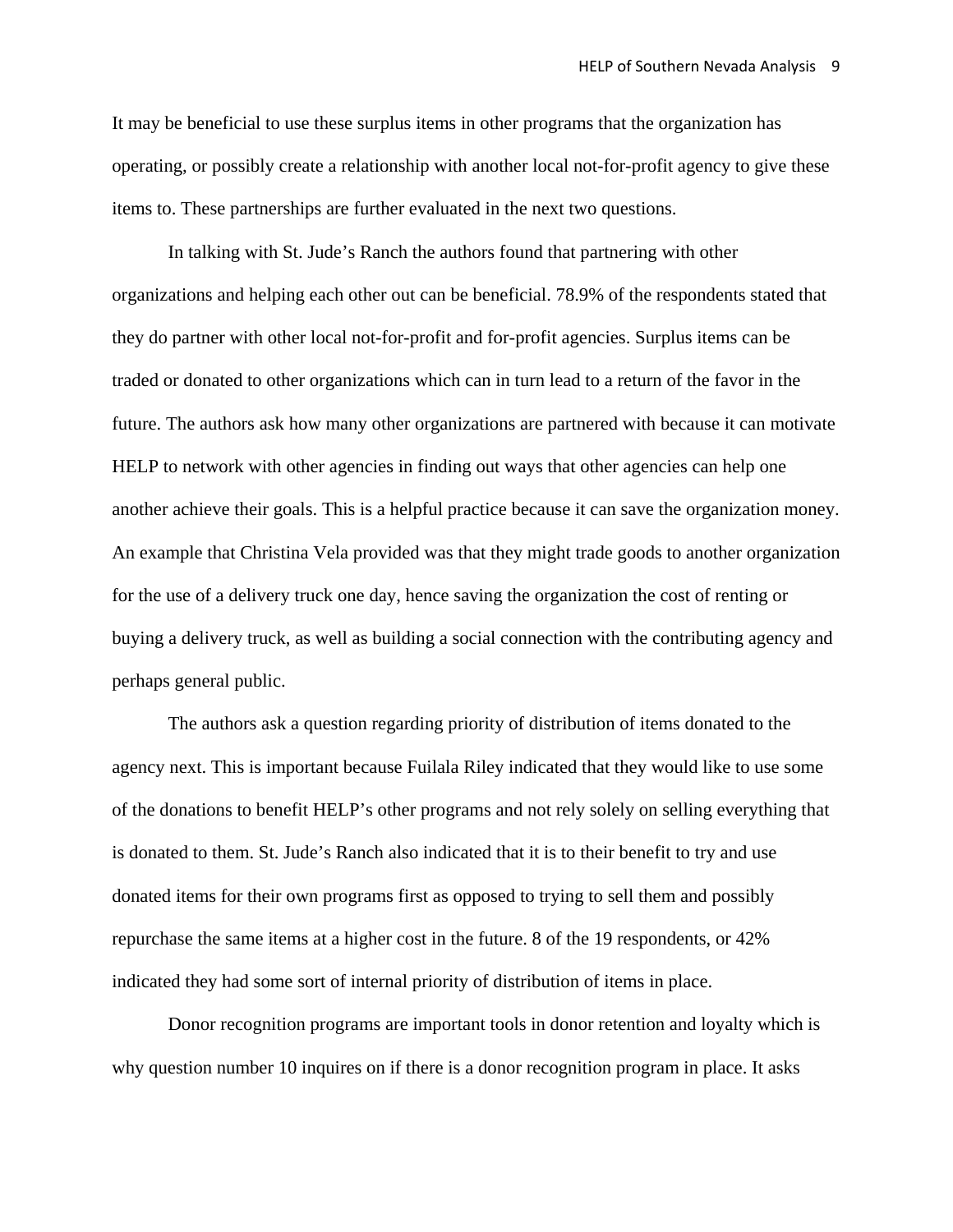It may be beneficial to use these surplus items in other programs that the organization has operating, or possibly create a relationship with another local not-for-profit agency to give these items to. These partnerships are further evaluated in the next two questions.

In talking with St. Jude's Ranch the authors found that partnering with other organizations and helping each other out can be beneficial. 78.9% of the respondents stated that they do partner with other local not-for-profit and for-profit agencies. Surplus items can be traded or donated to other organizations which can in turn lead to a return of the favor in the future. The authors ask how many other organizations are partnered with because it can motivate HELP to network with other agencies in finding out ways that other agencies can help one another achieve their goals. This is a helpful practice because it can save the organization money. An example that Christina Vela provided was that they might trade goods to another organization for the use of a delivery truck one day, hence saving the organization the cost of renting or buying a delivery truck, as well as building a social connection with the contributing agency and perhaps general public.

The authors ask a question regarding priority of distribution of items donated to the agency next. This is important because Fuilala Riley indicated that they would like to use some of the donations to benefit HELP's other programs and not rely solely on selling everything that is donated to them. St. Jude's Ranch also indicated that it is to their benefit to try and use donated items for their own programs first as opposed to trying to sell them and possibly repurchase the same items at a higher cost in the future. 8 of the 19 respondents, or 42% indicated they had some sort of internal priority of distribution of items in place.

Donor recognition programs are important tools in donor retention and loyalty which is why question number 10 inquires on if there is a donor recognition program in place. It asks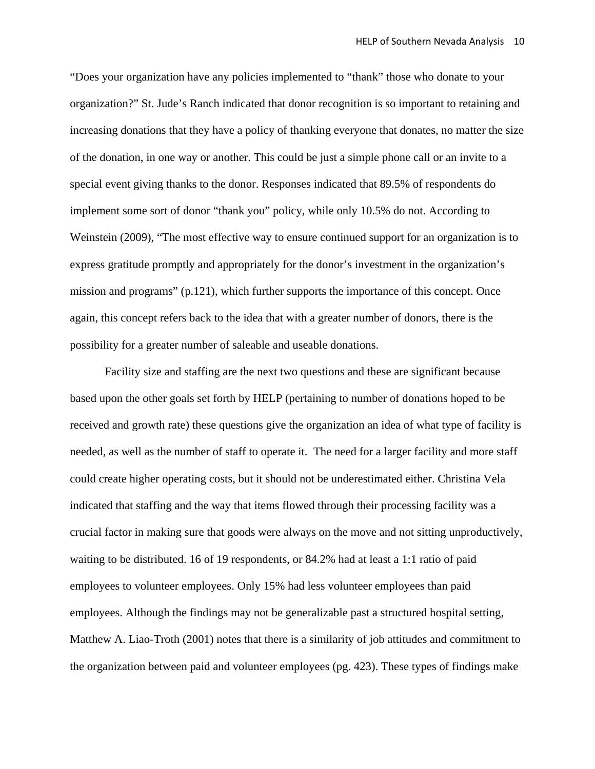“Does your organization have any policies implemented to “thank” those who donate to your organization?” St. Jude’s Ranch indicated that donor recognition is so important to retaining and increasing donations that they have a policy of thanking everyone that donates, no matter the size of the donation, in one way or another. This could be just a simple phone call or an invite to a special event giving thanks to the donor. Responses indicated that 89.5% of respondents do implement some sort of donor “thank you” policy, while only 10.5% do not. According to Weinstein (2009), “The most effective way to ensure continued support for an organization is to express gratitude promptly and appropriately for the donor’s investment in the organization’s mission and programs” (p.121), which further supports the importance of this concept. Once again, this concept refers back to the idea that with a greater number of donors, there is the possibility for a greater number of saleable and useable donations.

Facility size and staffing are the next two questions and these are significant because based upon the other goals set forth by HELP (pertaining to number of donations hoped to be received and growth rate) these questions give the organization an idea of what type of facility is needed, as well as the number of staff to operate it. The need for a larger facility and more staff could create higher operating costs, but it should not be underestimated either. Christina Vela indicated that staffing and the way that items flowed through their processing facility was a crucial factor in making sure that goods were always on the move and not sitting unproductively, waiting to be distributed. 16 of 19 respondents, or 84.2% had at least a 1:1 ratio of paid employees to volunteer employees. Only 15% had less volunteer employees than paid employees. Although the findings may not be generalizable past a structured hospital setting, Matthew A. Liao-Troth (2001) notes that there is a similarity of job attitudes and commitment to the organization between paid and volunteer employees (pg. 423). These types of findings make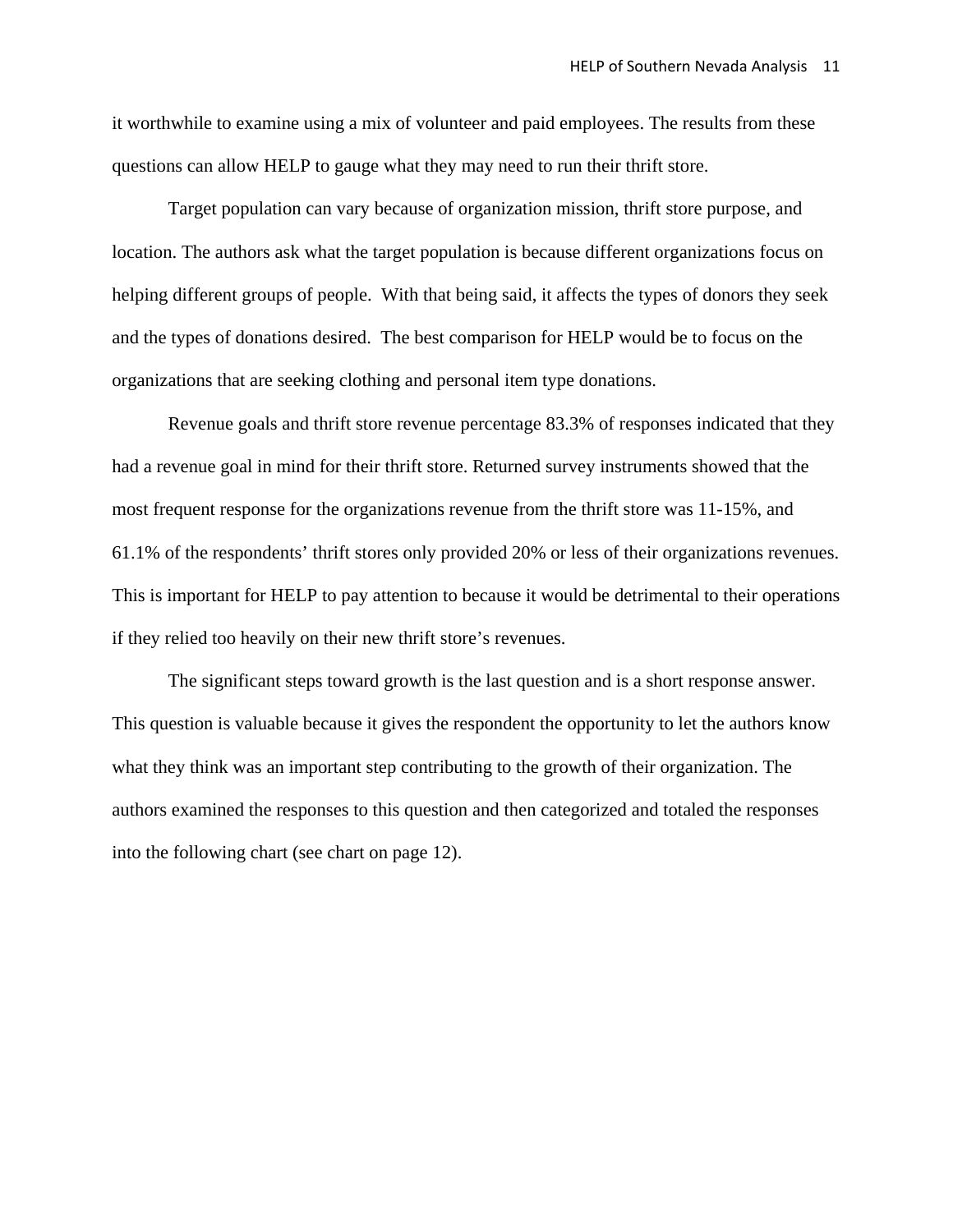it worthwhile to examine using a mix of volunteer and paid employees. The results from these questions can allow HELP to gauge what they may need to run their thrift store.

Target population can vary because of organization mission, thrift store purpose, and location. The authors ask what the target population is because different organizations focus on helping different groups of people. With that being said, it affects the types of donors they seek and the types of donations desired. The best comparison for HELP would be to focus on the organizations that are seeking clothing and personal item type donations.

Revenue goals and thrift store revenue percentage 83.3% of responses indicated that they had a revenue goal in mind for their thrift store. Returned survey instruments showed that the most frequent response for the organizations revenue from the thrift store was 11-15%, and 61.1% of the respondents' thrift stores only provided 20% or less of their organizations revenues. This is important for HELP to pay attention to because it would be detrimental to their operations if they relied too heavily on their new thrift store's revenues.

The significant steps toward growth is the last question and is a short response answer. This question is valuable because it gives the respondent the opportunity to let the authors know what they think was an important step contributing to the growth of their organization. The authors examined the responses to this question and then categorized and totaled the responses into the following chart (see chart on page 12).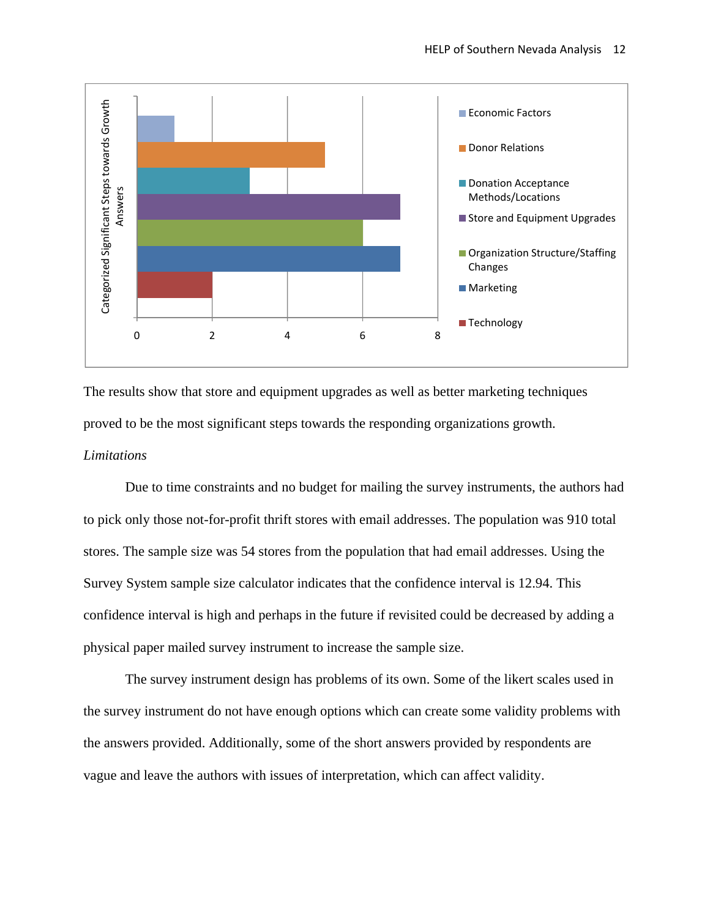| Categorized Significant Steps towards Growth Answers | |
|---|---|
| Economic Factors | 1 |
| Donor Relations | 5 |
| Donation Acceptance Methods/Locations | 3 |
| Store and Equipment Upgrades | 7 |
| Organization Structure/Staffing Changes | 6 |
| Marketing | 7 |
| Technology | 2 |

The results show that store and equipment upgrades as well as better marketing techniques proved to be the most significant steps towards the responding organizations growth.

*Limitations*

Due to time constraints and no budget for mailing the survey instruments, the authors had to pick only those not-for-profit thrift stores with email addresses. The population was 910 total stores. The sample size was 54 stores from the population that had email addresses. Using the Survey System sample size calculator indicates that the confidence interval is 12.94. This confidence interval is high and perhaps in the future if revisited could be decreased by adding a physical paper mailed survey instrument to increase the sample size.

The survey instrument design has problems of its own. Some of the likert scales used in the survey instrument do not have enough options which can create some validity problems with the answers provided. Additionally, some of the short answers provided by respondents are vague and leave the authors with issues of interpretation, which can affect validity.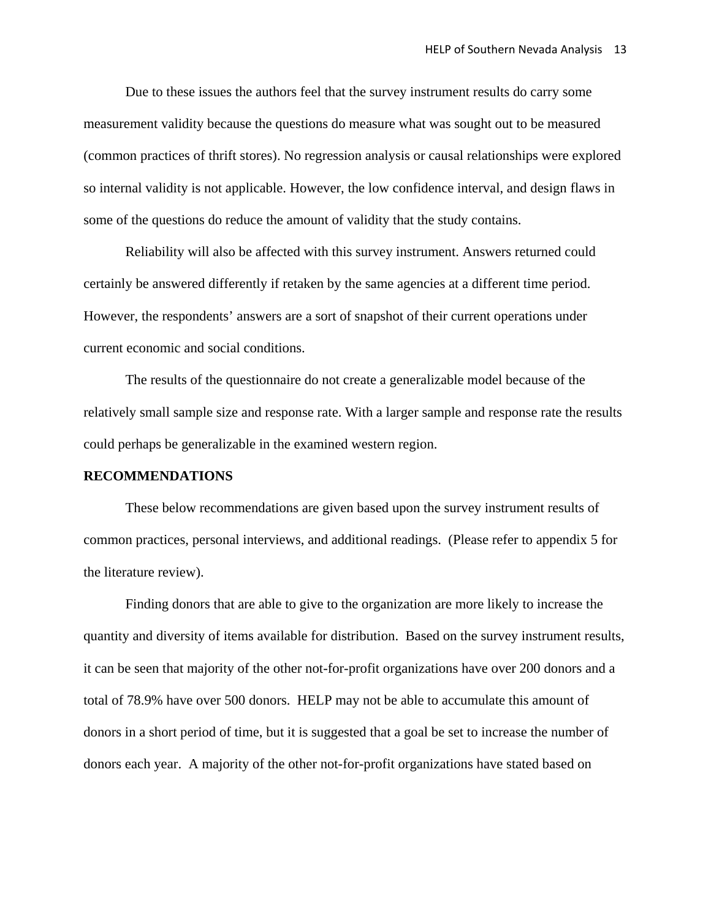Due to these issues the authors feel that the survey instrument results do carry some measurement validity because the questions do measure what was sought out to be measured (common practices of thrift stores). No regression analysis or causal relationships were explored so internal validity is not applicable. However, the low confidence interval, and design flaws in some of the questions do reduce the amount of validity that the study contains.

Reliability will also be affected with this survey instrument. Answers returned could certainly be answered differently if retaken by the same agencies at a different time period. However, the respondents' answers are a sort of snapshot of their current operations under current economic and social conditions.

The results of the questionnaire do not create a generalizable model because of the relatively small sample size and response rate. With a larger sample and response rate the results could perhaps be generalizable in the examined western region.

**RECOMMENDATIONS**

These below recommendations are given based upon the survey instrument results of common practices, personal interviews, and additional readings. (Please refer to appendix 5 for the literature review).

Finding donors that are able to give to the organization are more likely to increase the quantity and diversity of items available for distribution. Based on the survey instrument results, it can be seen that majority of the other not-for-profit organizations have over 200 donors and a total of 78.9% have over 500 donors. HELP may not be able to accumulate this amount of donors in a short period of time, but it is suggested that a goal be set to increase the number of donors each year. A majority of the other not-for-profit organizations have stated based on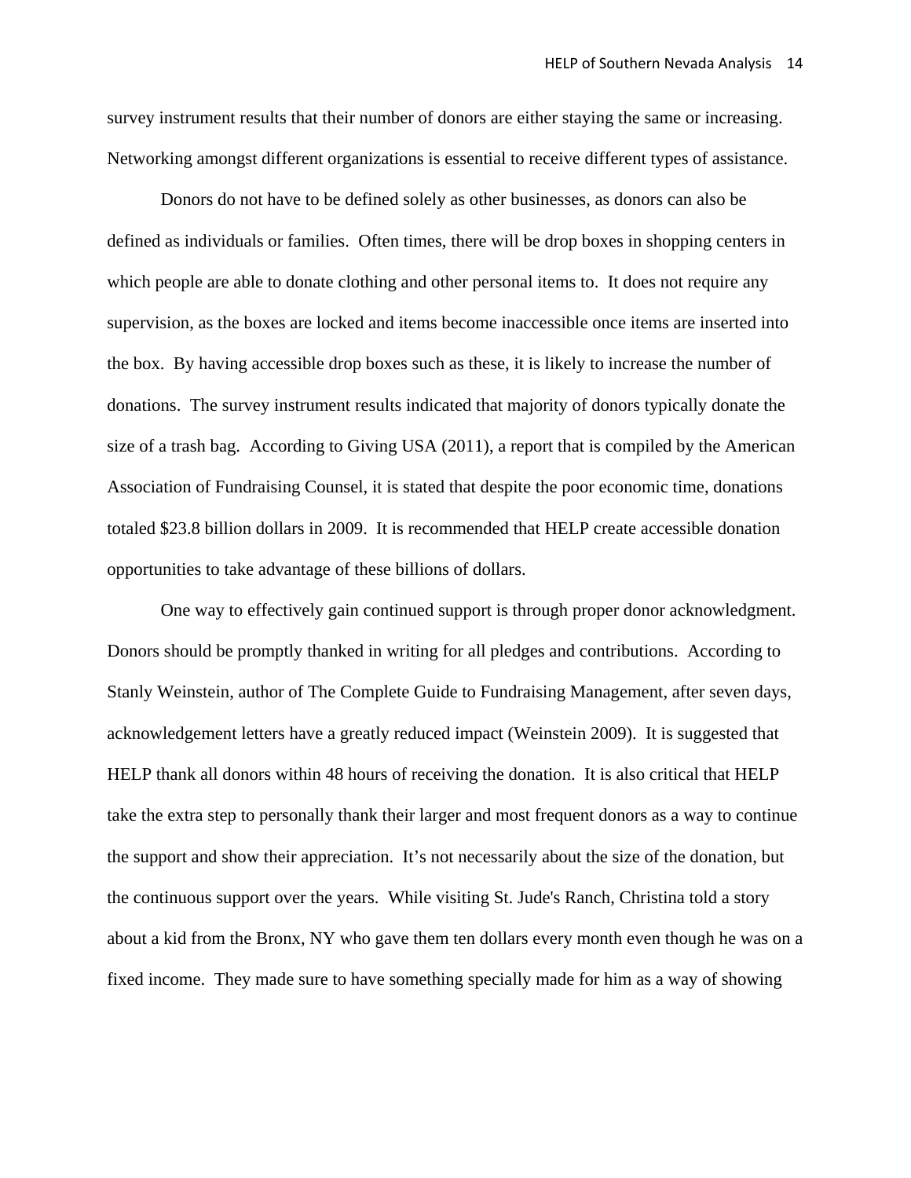survey instrument results that their number of donors are either staying the same or increasing. Networking amongst different organizations is essential to receive different types of assistance.

Donors do not have to be defined solely as other businesses, as donors can also be defined as individuals or families. Often times, there will be drop boxes in shopping centers in which people are able to donate clothing and other personal items to. It does not require any supervision, as the boxes are locked and items become inaccessible once items are inserted into the box. By having accessible drop boxes such as these, it is likely to increase the number of donations. The survey instrument results indicated that majority of donors typically donate the size of a trash bag. According to Giving USA (2011), a report that is compiled by the American Association of Fundraising Counsel, it is stated that despite the poor economic time, donations totaled $23.8 billion dollars in 2009. It is recommended that HELP create accessible donation opportunities to take advantage of these billions of dollars.

One way to effectively gain continued support is through proper donor acknowledgment. Donors should be promptly thanked in writing for all pledges and contributions. According to Stanly Weinstein, author of The Complete Guide to Fundraising Management, after seven days, acknowledgement letters have a greatly reduced impact (Weinstein 2009). It is suggested that HELP thank all donors within 48 hours of receiving the donation. It is also critical that HELP take the extra step to personally thank their larger and most frequent donors as a way to continue the support and show their appreciation. It's not necessarily about the size of the donation, but the continuous support over the years. While visiting St. Jude's Ranch, Christina told a story about a kid from the Bronx, NY who gave them ten dollars every month even though he was on a fixed income. They made sure to have something specially made for him as a way of showing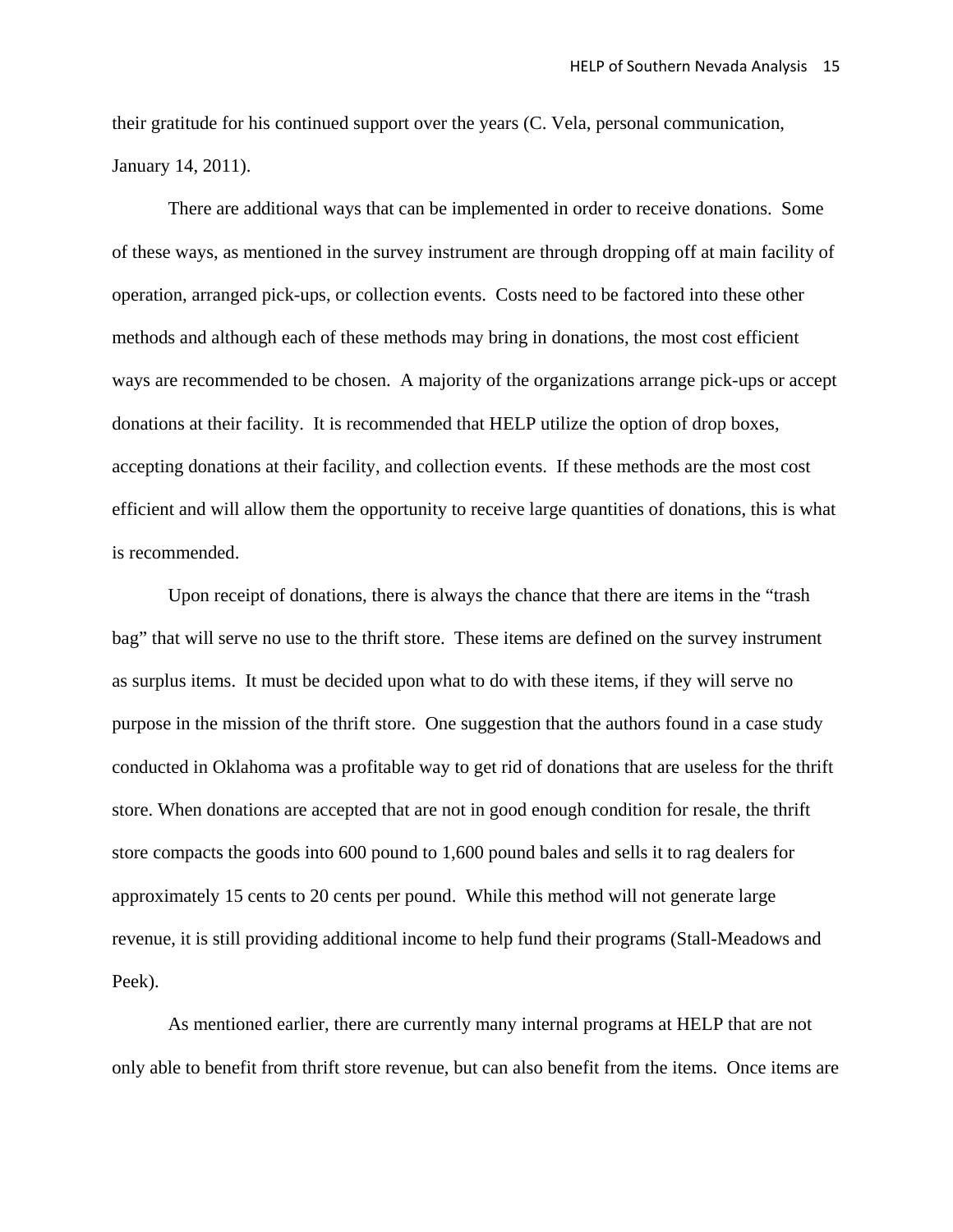their gratitude for his continued support over the years (C. Vela, personal communication, January 14, 2011).

There are additional ways that can be implemented in order to receive donations. Some of these ways, as mentioned in the survey instrument are through dropping off at main facility of operation, arranged pick-ups, or collection events. Costs need to be factored into these other methods and although each of these methods may bring in donations, the most cost efficient ways are recommended to be chosen. A majority of the organizations arrange pick-ups or accept donations at their facility. It is recommended that HELP utilize the option of drop boxes, accepting donations at their facility, and collection events. If these methods are the most cost efficient and will allow them the opportunity to receive large quantities of donations, this is what is recommended.

Upon receipt of donations, there is always the chance that there are items in the "trash bag" that will serve no use to the thrift store. These items are defined on the survey instrument as surplus items. It must be decided upon what to do with these items, if they will serve no purpose in the mission of the thrift store. One suggestion that the authors found in a case study conducted in Oklahoma was a profitable way to get rid of donations that are useless for the thrift store. When donations are accepted that are not in good enough condition for resale, the thrift store compacts the goods into 600 pound to 1,600 pound bales and sells it to rag dealers for approximately 15 cents to 20 cents per pound. While this method will not generate large revenue, it is still providing additional income to help fund their programs (Stall-Meadows and Peek).

As mentioned earlier, there are currently many internal programs at HELP that are not only able to benefit from thrift store revenue, but can also benefit from the items. Once items are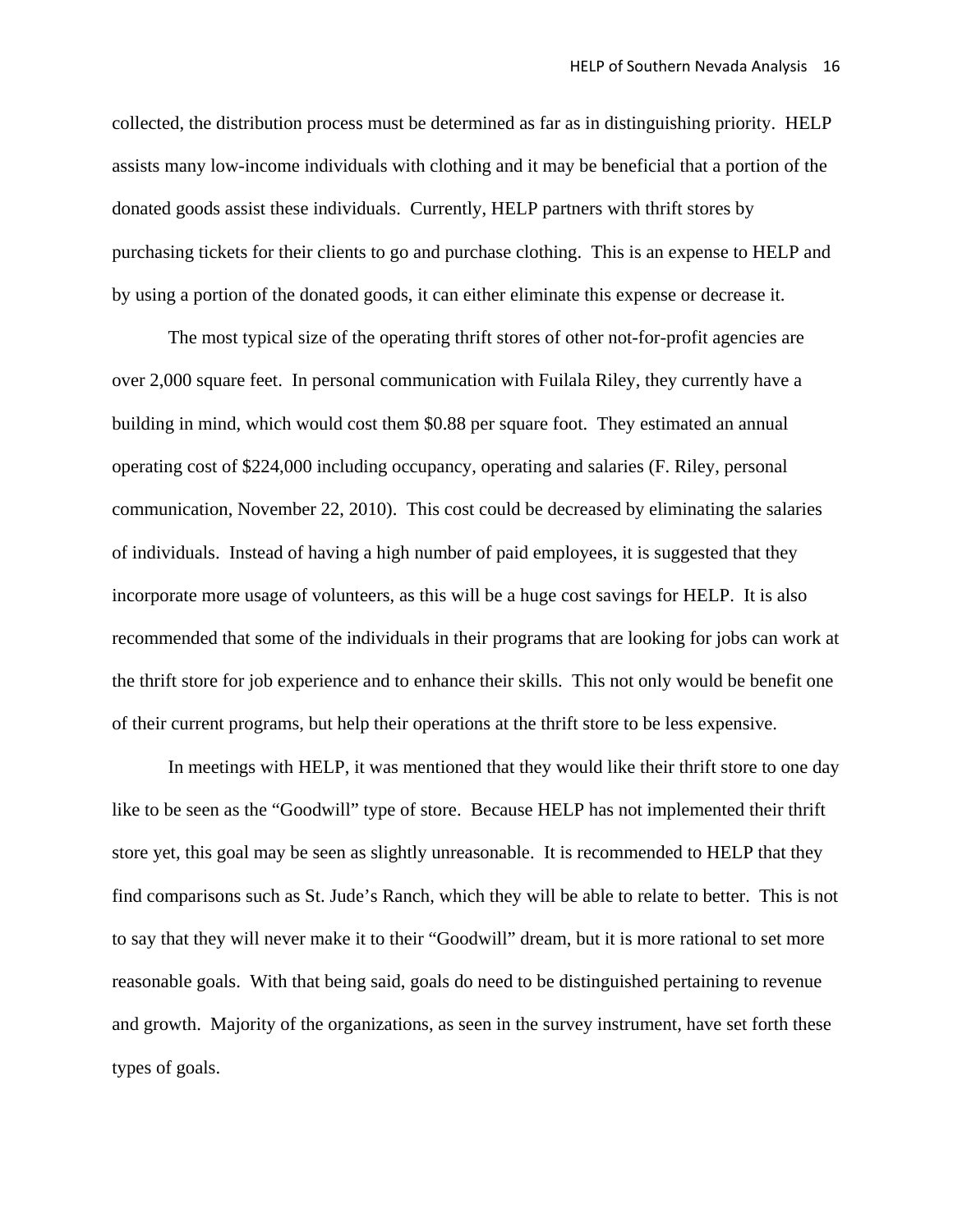collected, the distribution process must be determined as far as in distinguishing priority. HELP assists many low-income individuals with clothing and it may be beneficial that a portion of the donated goods assist these individuals. Currently, HELP partners with thrift stores by purchasing tickets for their clients to go and purchase clothing. This is an expense to HELP and by using a portion of the donated goods, it can either eliminate this expense or decrease it.

The most typical size of the operating thrift stores of other not-for-profit agencies are over 2,000 square feet. In personal communication with Fuilala Riley, they currently have a building in mind, which would cost them $0.88 per square foot. They estimated an annual operating cost of $224,000 including occupancy, operating and salaries (F. Riley, personal communication, November 22, 2010). This cost could be decreased by eliminating the salaries of individuals. Instead of having a high number of paid employees, it is suggested that they incorporate more usage of volunteers, as this will be a huge cost savings for HELP. It is also recommended that some of the individuals in their programs that are looking for jobs can work at the thrift store for job experience and to enhance their skills. This not only would be benefit one of their current programs, but help their operations at the thrift store to be less expensive.

In meetings with HELP, it was mentioned that they would like their thrift store to one day like to be seen as the "Goodwill" type of store. Because HELP has not implemented their thrift store yet, this goal may be seen as slightly unreasonable. It is recommended to HELP that they find comparisons such as St. Jude's Ranch, which they will be able to relate to better. This is not to say that they will never make it to their "Goodwill" dream, but it is more rational to set more reasonable goals. With that being said, goals do need to be distinguished pertaining to revenue and growth. Majority of the organizations, as seen in the survey instrument, have set forth these types of goals.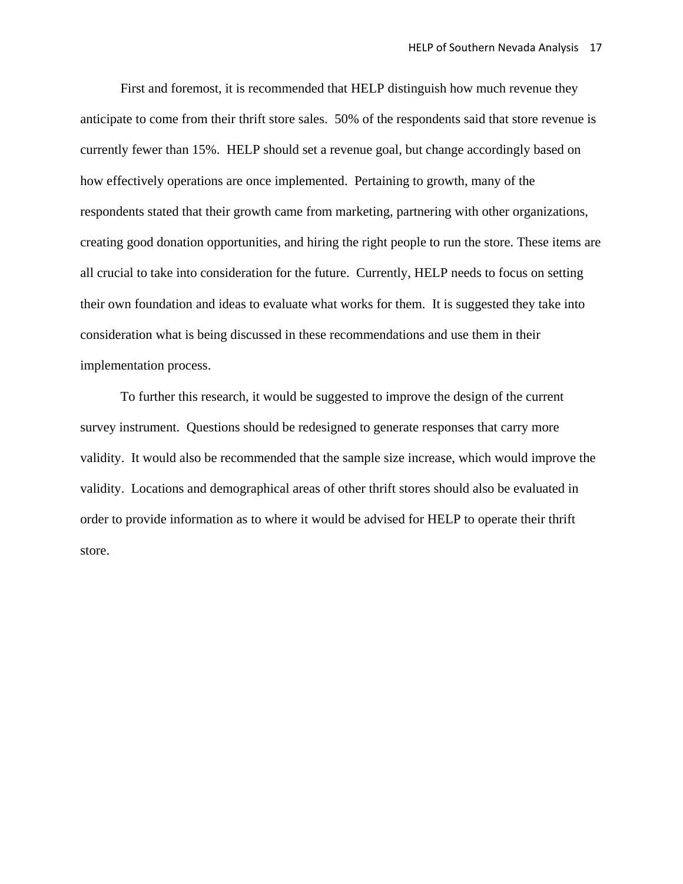First and foremost, it is recommended that HELP distinguish how much revenue they anticipate to come from their thrift store sales. 50% of the respondents said that store revenue is currently fewer than 15%. HELP should set a revenue goal, but change accordingly based on how effectively operations are once implemented. Pertaining to growth, many of the respondents stated that their growth came from marketing, partnering with other organizations, creating good donation opportunities, and hiring the right people to run the store. These items are all crucial to take into consideration for the future. Currently, HELP needs to focus on setting their own foundation and ideas to evaluate what works for them. It is suggested they take into consideration what is being discussed in these recommendations and use them in their implementation process.

To further this research, it would be suggested to improve the design of the current survey instrument. Questions should be redesigned to generate responses that carry more validity. It would also be recommended that the sample size increase, which would improve the validity. Locations and demographical areas of other thrift stores should also be evaluated in order to provide information as to where it would be advised for HELP to operate their thrift store.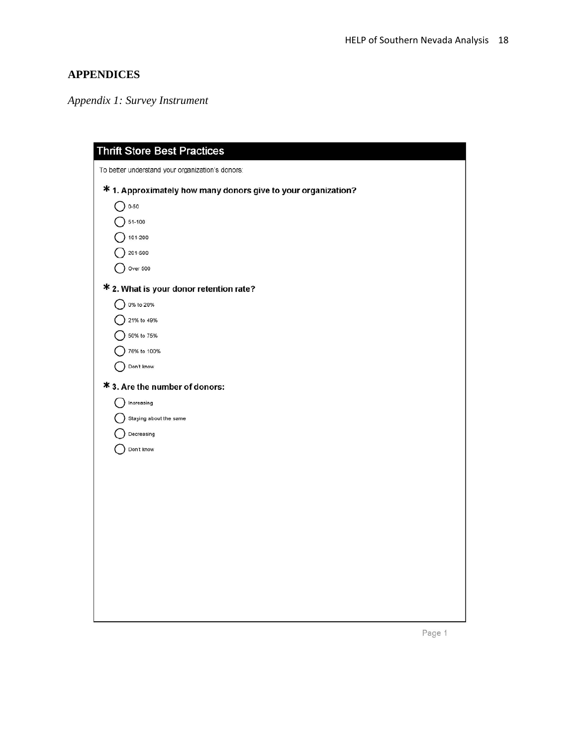## APPENDICES

*Appendix 1: Survey Instrument*

### Thrift Store Best Practices

To better understand your organization's donors:

**\* 1. Approximately how many donors give to your organization?**

- ◯ 0-50
- ◯ 51-100
- ◯ 101-200
- ◯ 201-500
- ◯ Over 500

**\* 2. What is your donor retention rate?**

- ◯ 0% to 20%
- ◯ 21% to 49%
- ◯ 50% to 75%
- ◯ 76% to 100%
- ◯ Don't know

**\* 3. Are the number of donors:**

- ◯ Increasing
- ◯ Staying about the same
- ◯ Decreasing
- ◯ Don't know

Page 1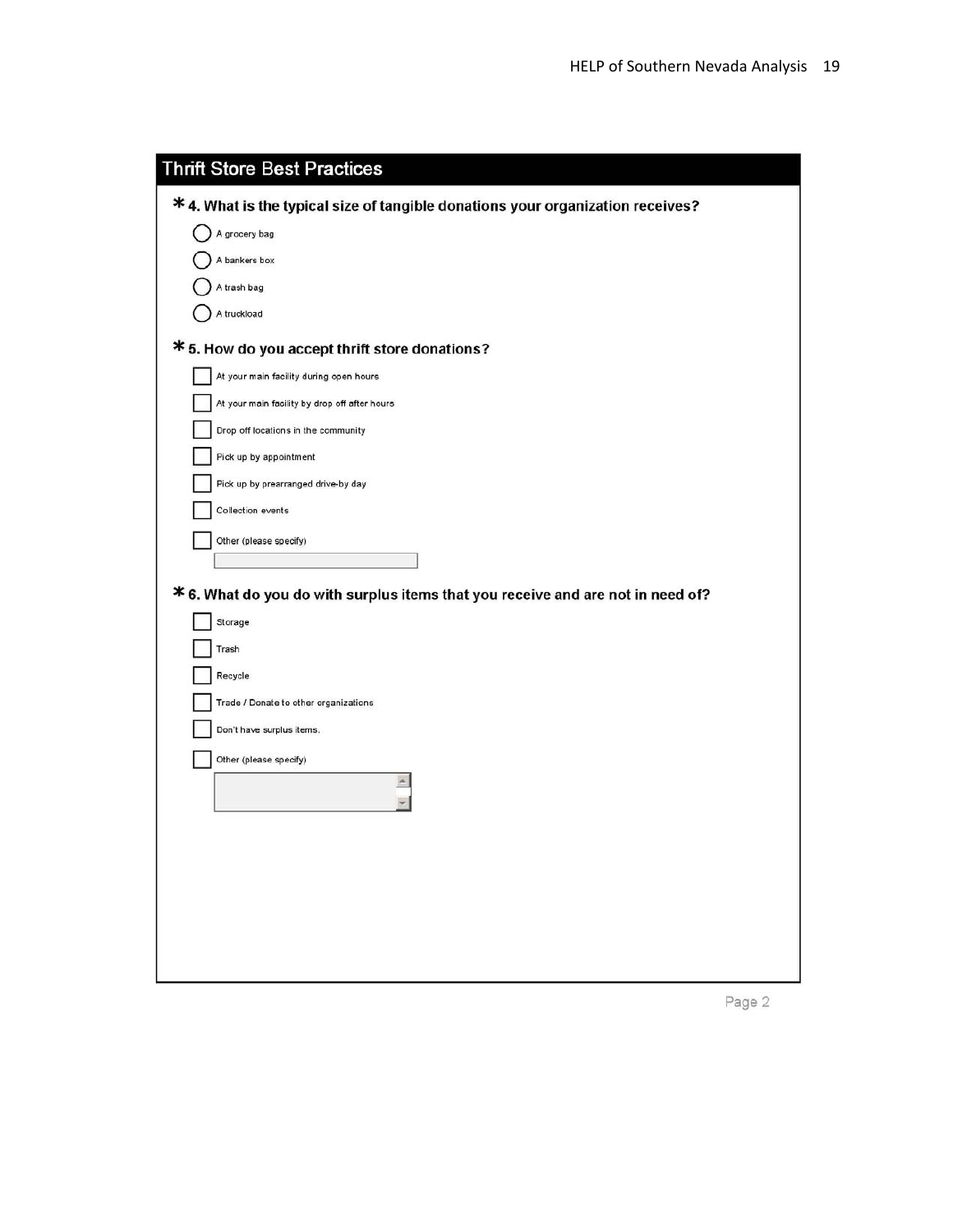## Thrift Store Best Practices

**\* 4. What is the typical size of tangible donations your organization receives?**

- ◯ A grocery bag
- ◯ A bankers box
- ◯ A trash bag
- ◯ A truckload

**\* 5. How do you accept thrift store donations?**

- ☐ At your main facility during open hours
- ☐ At your main facility by drop off after hours
- ☐ Drop off locations in the community
- ☐ Pick up by appointment
- ☐ Pick up by prearranged drive-by day
- ☐ Collection events
- ☐ Other (please specify)

**\* 6. What do you do with surplus items that you receive and are not in need of?**

- ☐ Storage
- ☐ Trash
- ☐ Recycle
- ☐ Trade / Donate to other organizations
- ☐ Don't have surplus items.
- ☐ Other (please specify)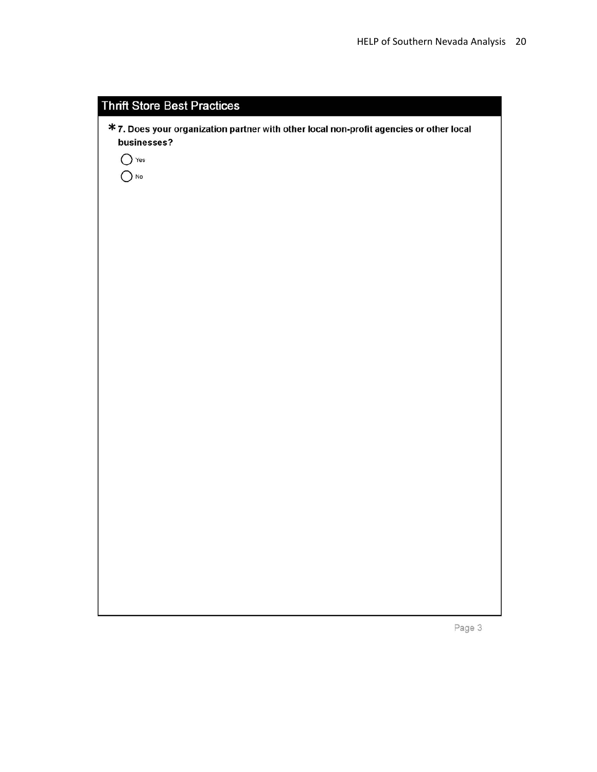## Thrift Store Best Practices

*7. Does your organization partner with other local non-profit agencies or other local businesses?

- ◯ Yes
- ◯ No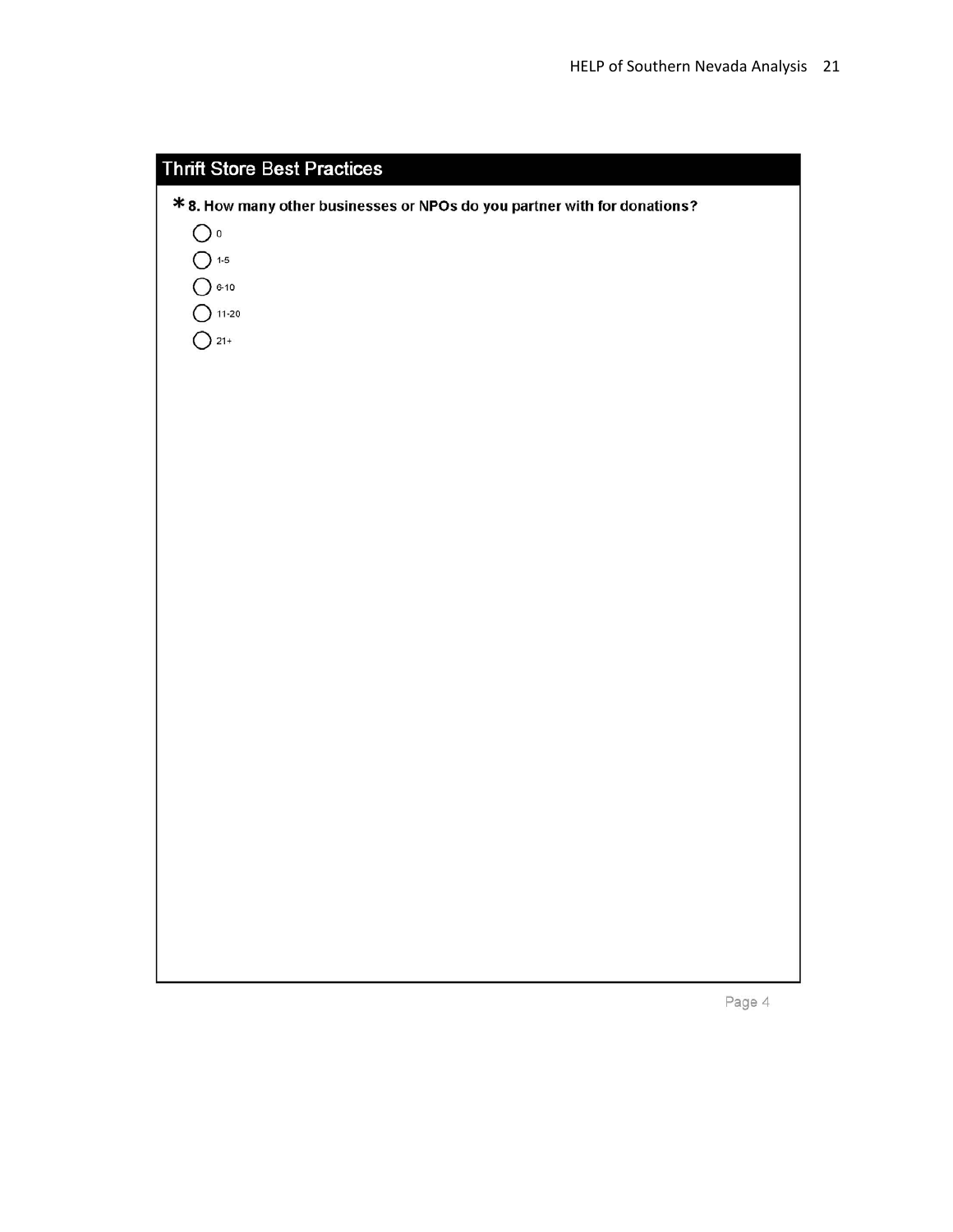## Thrift Store Best Practices

**\* 8. How many other businesses or NPOs do you partner with for donations?**

- ◯ 0
- ◯ 1-5
- ◯ 6-10
- ◯ 11-20
- ◯ 21+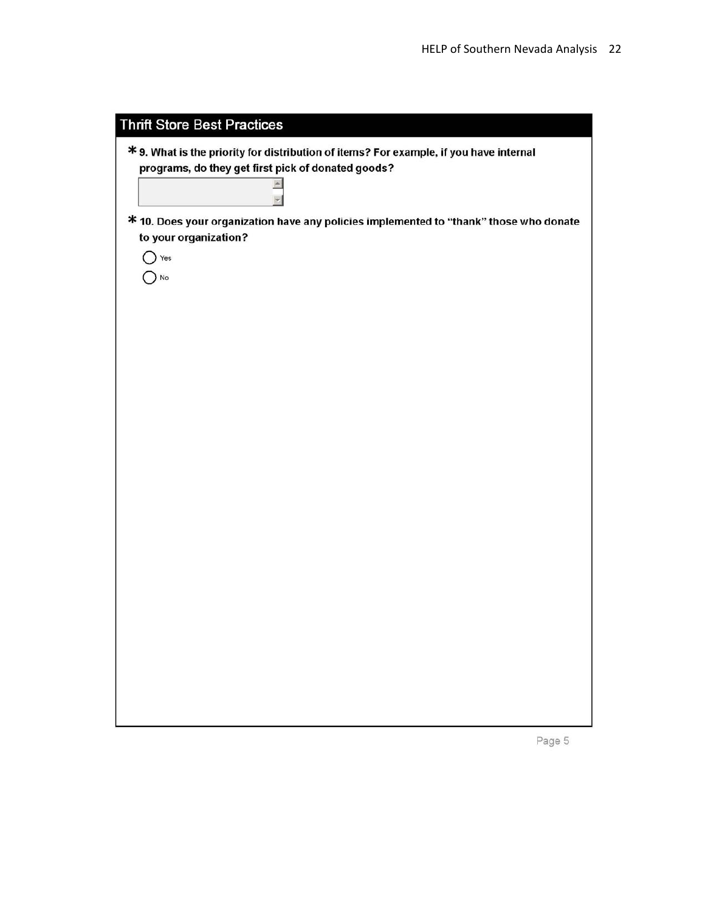## Thrift Store Best Practices

*9. What is the priority for distribution of items? For example, if you have internal programs, do they get first pick of donated goods?**

*10. Does your organization have any policies implemented to "thank" those who donate to your organization?**

- ◯ Yes
- ◯ No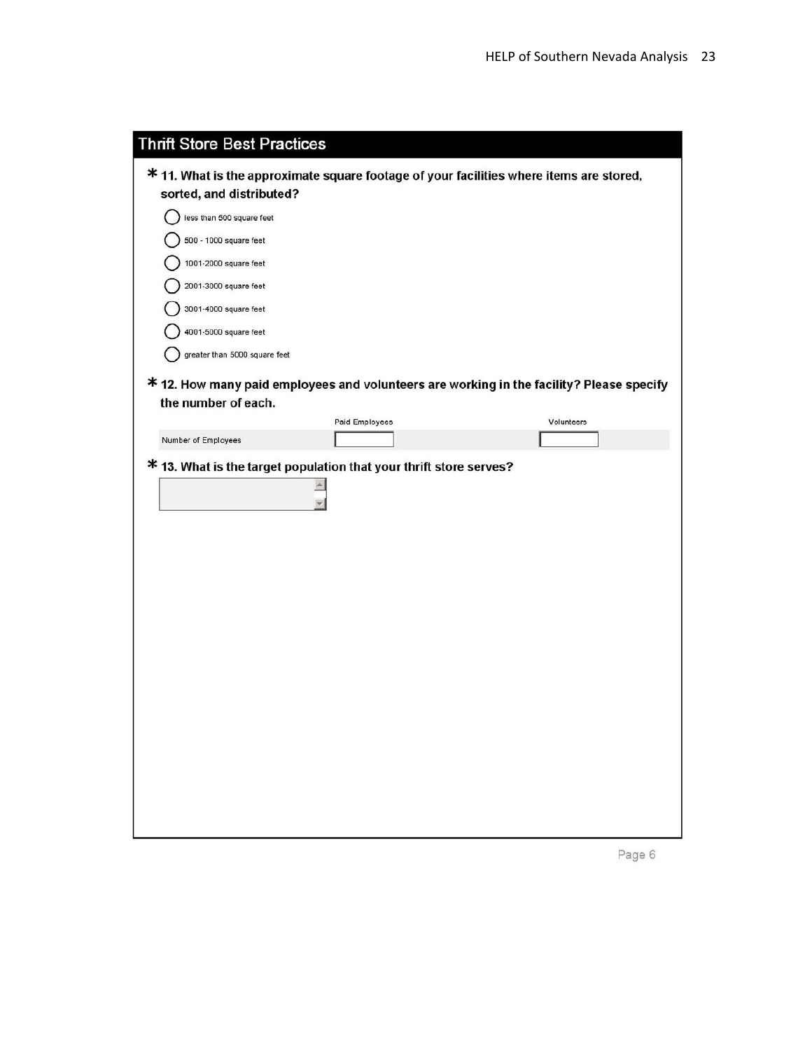## Thrift Store Best Practices

**\* 11. What is the approximate square footage of your facilities where items are stored, sorted, and distributed?**

- ◯ less than 500 square feet
- ◯ 500 - 1000 square feet
- ◯ 1001-2000 square feet
- ◯ 2001-3000 square feet
- ◯ 3001-4000 square feet
- ◯ 4001-5000 square feet
- ◯ greater than 5000 square feet

**\* 12. How many paid employees and volunteers are working in the facility? Please specify the number of each.**

| | Paid Employees | Volunteers |
|---|---|---|
| Number of Employees | | |

**\* 13. What is the target population that your thrift store serves?**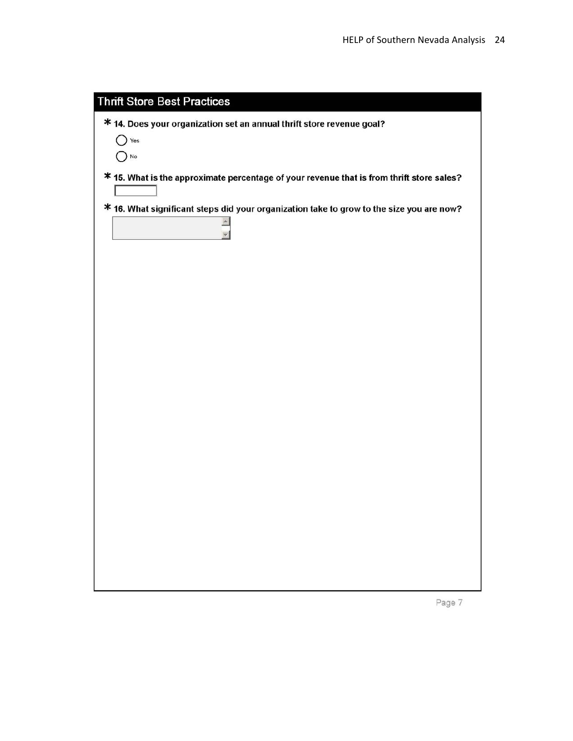## Thrift Store Best Practices

* 14. Does your organization set an annual thrift store revenue goal?

- ◯ Yes
- ◯ No

* 15. What is the approximate percentage of your revenue that is from thrift store sales?

* 16. What significant steps did your organization take to grow to the size you are now?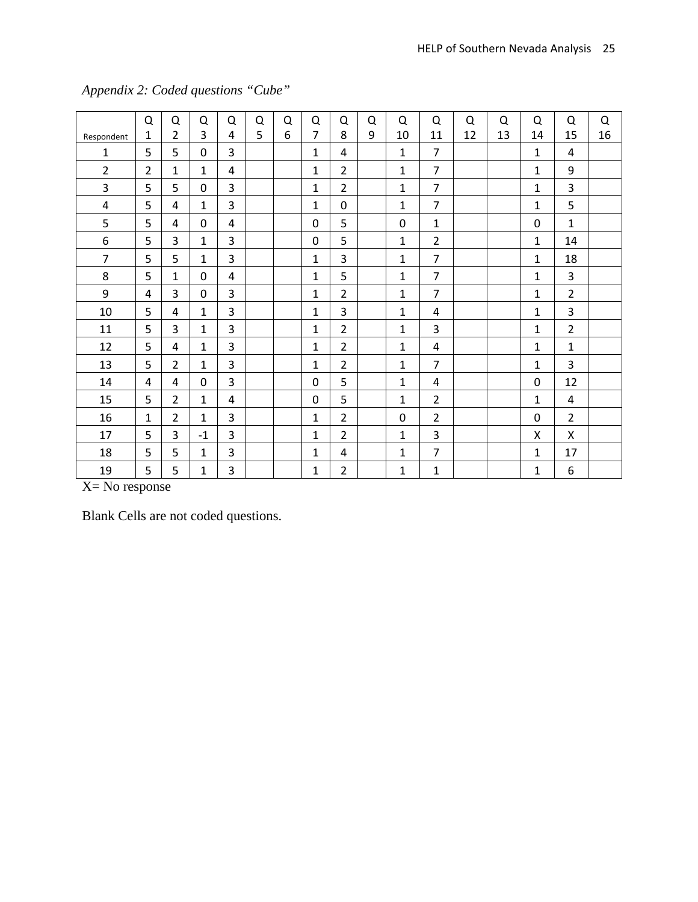*Appendix 2: Coded questions "Cube"*

| Respondent | Q 1 | Q 2 | Q 3 | Q 4 | Q 5 | Q 6 | Q 7 | Q 8 | Q 9 | Q 10 | Q 11 | Q 12 | Q 13 | Q 14 | Q 15 | Q 16 |
|---|---|---|---|---|---|---|---|---|---|---|---|---|---|---|---|---|
| 1 | 5 | 5 | 0 | 3 | | | 1 | 4 | | 1 | 7 | | | 1 | 4 | |
| 2 | 2 | 1 | 1 | 4 | | | 1 | 2 | | 1 | 7 | | | 1 | 9 | |
| 3 | 5 | 5 | 0 | 3 | | | 1 | 2 | | 1 | 7 | | | 1 | 3 | |
| 4 | 5 | 4 | 1 | 3 | | | 1 | 0 | | 1 | 7 | | | 1 | 5 | |
| 5 | 5 | 4 | 0 | 4 | | | 0 | 5 | | 0 | 1 | | | 0 | 1 | |
| 6 | 5 | 3 | 1 | 3 | | | 0 | 5 | | 1 | 2 | | | 1 | 14 | |
| 7 | 5 | 5 | 1 | 3 | | | 1 | 3 | | 1 | 7 | | | 1 | 18 | |
| 8 | 5 | 1 | 0 | 4 | | | 1 | 5 | | 1 | 7 | | | 1 | 3 | |
| 9 | 4 | 3 | 0 | 3 | | | 1 | 2 | | 1 | 7 | | | 1 | 2 | |
| 10 | 5 | 4 | 1 | 3 | | | 1 | 3 | | 1 | 4 | | | 1 | 3 | |
| 11 | 5 | 3 | 1 | 3 | | | 1 | 2 | | 1 | 3 | | | 1 | 2 | |
| 12 | 5 | 4 | 1 | 3 | | | 1 | 2 | | 1 | 4 | | | 1 | 1 | |
| 13 | 5 | 2 | 1 | 3 | | | 1 | 2 | | 1 | 7 | | | 1 | 3 | |
| 14 | 4 | 4 | 0 | 3 | | | 0 | 5 | | 1 | 4 | | | 0 | 12 | |
| 15 | 5 | 2 | 1 | 4 | | | 0 | 5 | | 1 | 2 | | | 1 | 4 | |
| 16 | 1 | 2 | 1 | 3 | | | 1 | 2 | | 0 | 2 | | | 0 | 2 | |
| 17 | 5 | 3 | -1 | 3 | | | 1 | 2 | | 1 | 3 | | | X | X | |
| 18 | 5 | 5 | 1 | 3 | | | 1 | 4 | | 1 | 7 | | | 1 | 17 | |
| 19 | 5 | 5 | 1 | 3 | | | 1 | 2 | | 1 | 1 | | | 1 | 6 | |

X= No response

Blank Cells are not coded questions.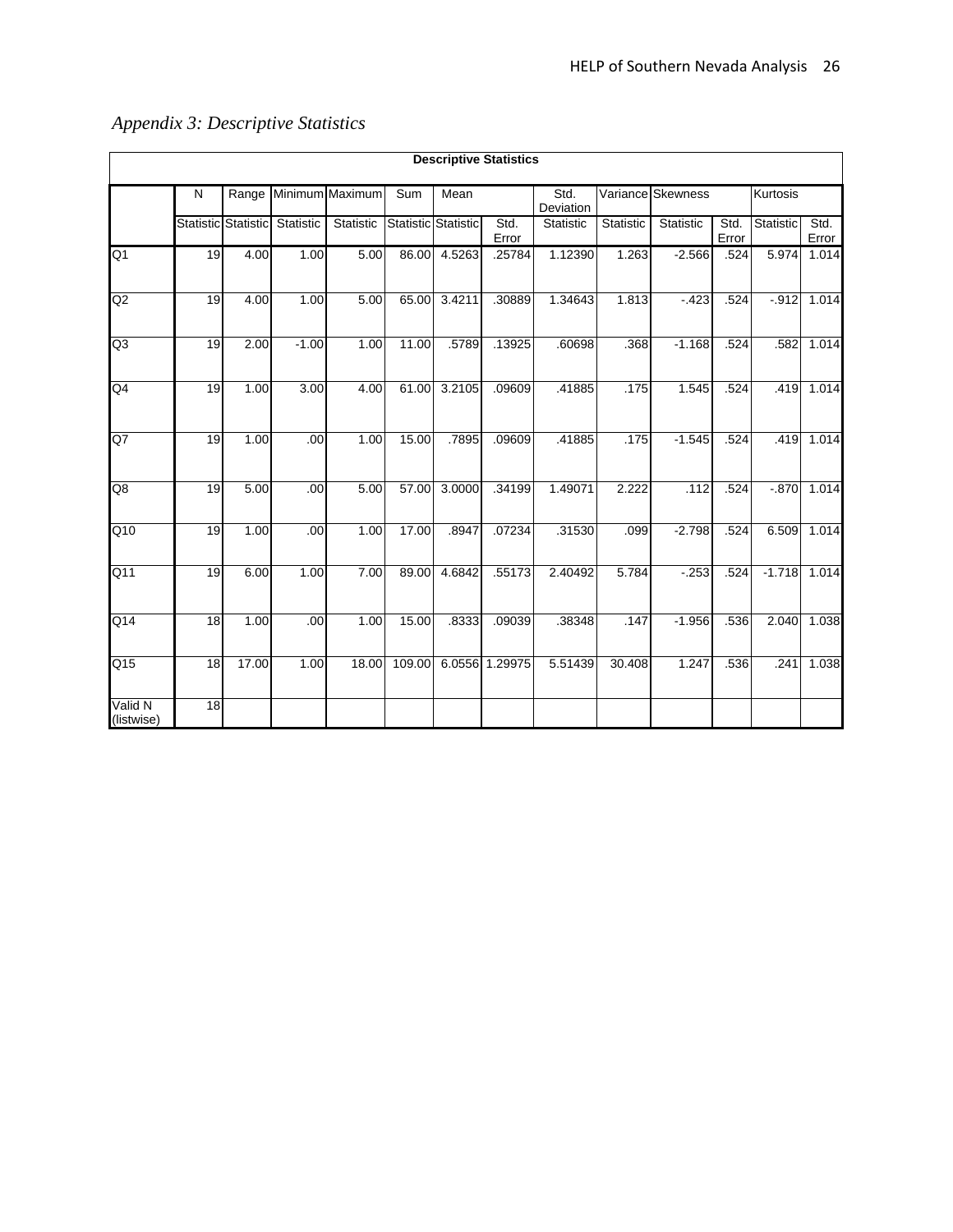*Appendix 3: Descriptive Statistics*

| Descriptive Statistics | | | | | | | | | | | | | | |
|---|---|---|---|---|---|---|---|---|---|---|---|---|---|---|
| | N | Range | Minimum | Maximum | Sum | Mean | | Std. Deviation | Variance | Skewness | | Kurtosis | |
| | Statistic | Statistic | Statistic | Statistic | Statistic | Statistic | Std. Error | Statistic | Statistic | Statistic | Std. Error | Statistic | Std. Error |
| Q1 | 19 | 4.00 | 1.00 | 5.00 | 86.00 | 4.5263 | .25784 | 1.12390 | 1.263 | -2.566 | .524 | 5.974 | 1.014 |
| Q2 | 19 | 4.00 | 1.00 | 5.00 | 65.00 | 3.4211 | .30889 | 1.34643 | 1.813 | -.423 | .524 | -.912 | 1.014 |
| Q3 | 19 | 2.00 | -1.00 | 1.00 | 11.00 | .5789 | .13925 | .60698 | .368 | -1.168 | .524 | .582 | 1.014 |
| Q4 | 19 | 1.00 | 3.00 | 4.00 | 61.00 | 3.2105 | .09609 | .41885 | .175 | 1.545 | .524 | .419 | 1.014 |
| Q7 | 19 | 1.00 | .00 | 1.00 | 15.00 | .7895 | .09609 | .41885 | .175 | -1.545 | .524 | .419 | 1.014 |
| Q8 | 19 | 5.00 | .00 | 5.00 | 57.00 | 3.0000 | .34199 | 1.49071 | 2.222 | .112 | .524 | -.870 | 1.014 |
| Q10 | 19 | 1.00 | .00 | 1.00 | 17.00 | .8947 | .07234 | .31530 | .099 | -2.798 | .524 | 6.509 | 1.014 |
| Q11 | 19 | 6.00 | 1.00 | 7.00 | 89.00 | 4.6842 | .55173 | 2.40492 | 5.784 | -.253 | .524 | -1.718 | 1.014 |
| Q14 | 18 | 1.00 | .00 | 1.00 | 15.00 | .8333 | .09039 | .38348 | .147 | -1.956 | .536 | 2.040 | 1.038 |
| Q15 | 18 | 17.00 | 1.00 | 18.00 | 109.00 | 6.0556 | 1.29975 | 5.51439 | 30.408 | 1.247 | .536 | .241 | 1.038 |
| Valid N (listwise) | 18 | | | | | | | | | | | | |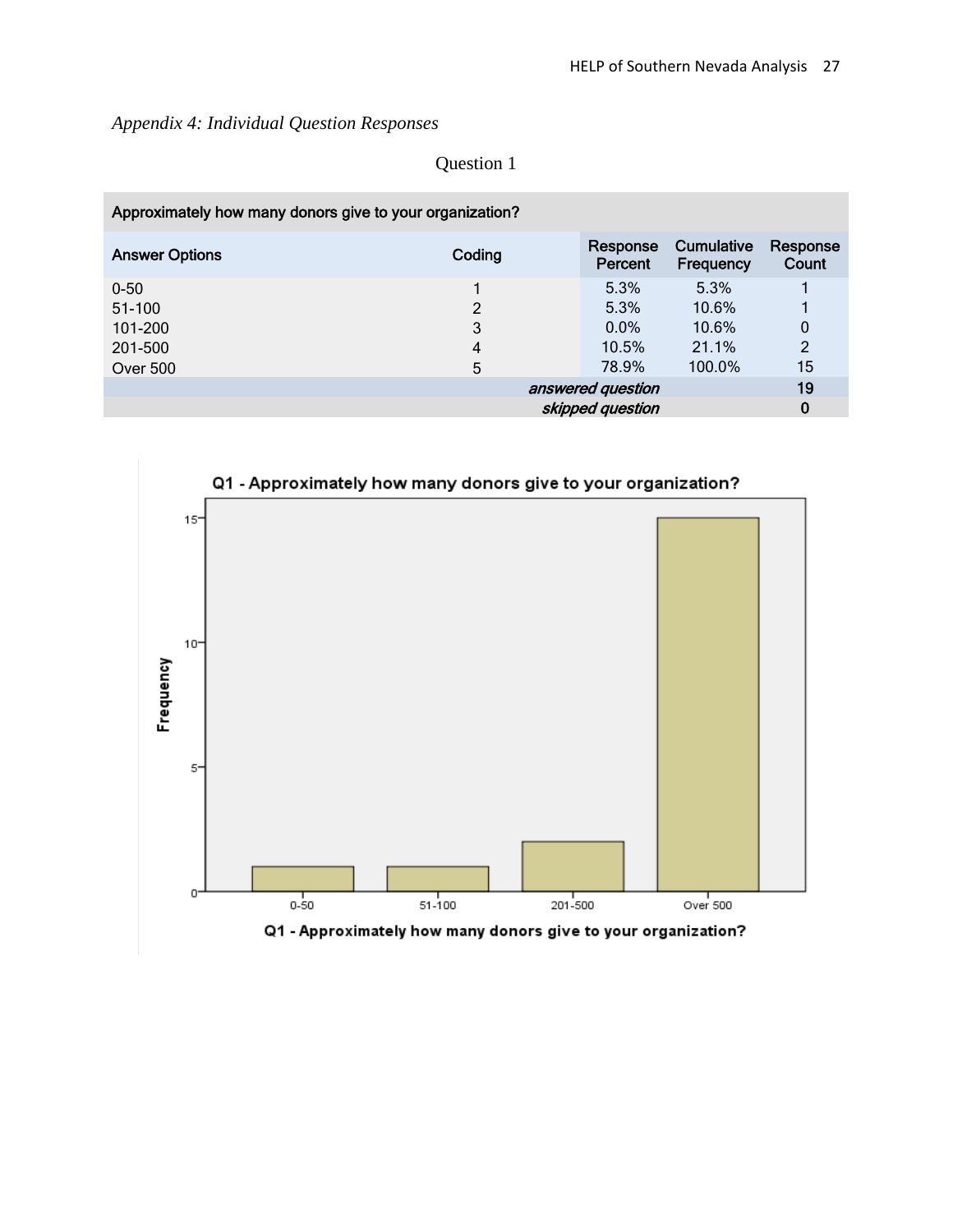*Appendix 4: Individual Question Responses*

Question 1

| Approximately how many donors give to your organization? | | | | |
|---|---|---|---|---|
| **Answer Options** | **Coding** | **Response Percent** | **Cumulative Frequency** | **Response Count** |
| 0-50 | 1 | 5.3% | 5.3% | 1 |
| 51-100 | 2 | 5.3% | 10.6% | 1 |
| 101-200 | 3 | 0.0% | 10.6% | 0 |
| 201-500 | 4 | 10.5% | 21.1% | 2 |
| Over 500 | 5 | 78.9% | 100.0% | 15 |
| | | *answered question* | | **19** |
| | | *skipped question* | | **0** |

Q1 - Approximately how many donors give to your organization?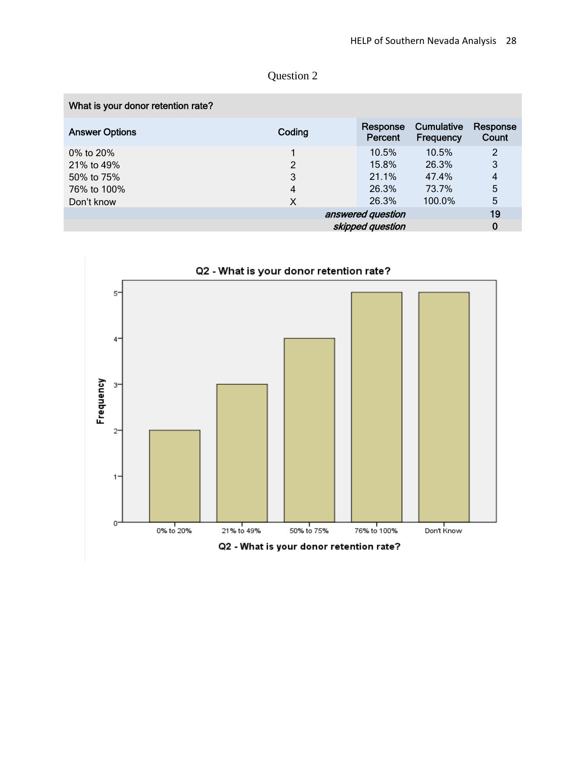Question 2

| What is your donor retention rate? | | | | |
|---|---|---|---|---|
| Answer Options | Coding | Response Percent | Cumulative Frequency | Response Count |
| 0% to 20% | 1 | 10.5% | 10.5% | 2 |
| 21% to 49% | 2 | 15.8% | 26.3% | 3 |
| 50% to 75% | 3 | 21.1% | 47.4% | 4 |
| 76% to 100% | 4 | 26.3% | 73.7% | 5 |
| Don't know | X | 26.3% | 100.0% | 5 |
| | | *answered question* | | 19 |
| | | *skipped question* | | 0 |

Q2 - What is your donor retention rate?

| Q2 - What is your donor retention rate? | Frequency |
|---|---|
| 0% to 20% | 2 |
| 21% to 49% | 3 |
| 50% to 75% | 4 |
| 76% to 100% | 5 |
| Don't Know | 5 |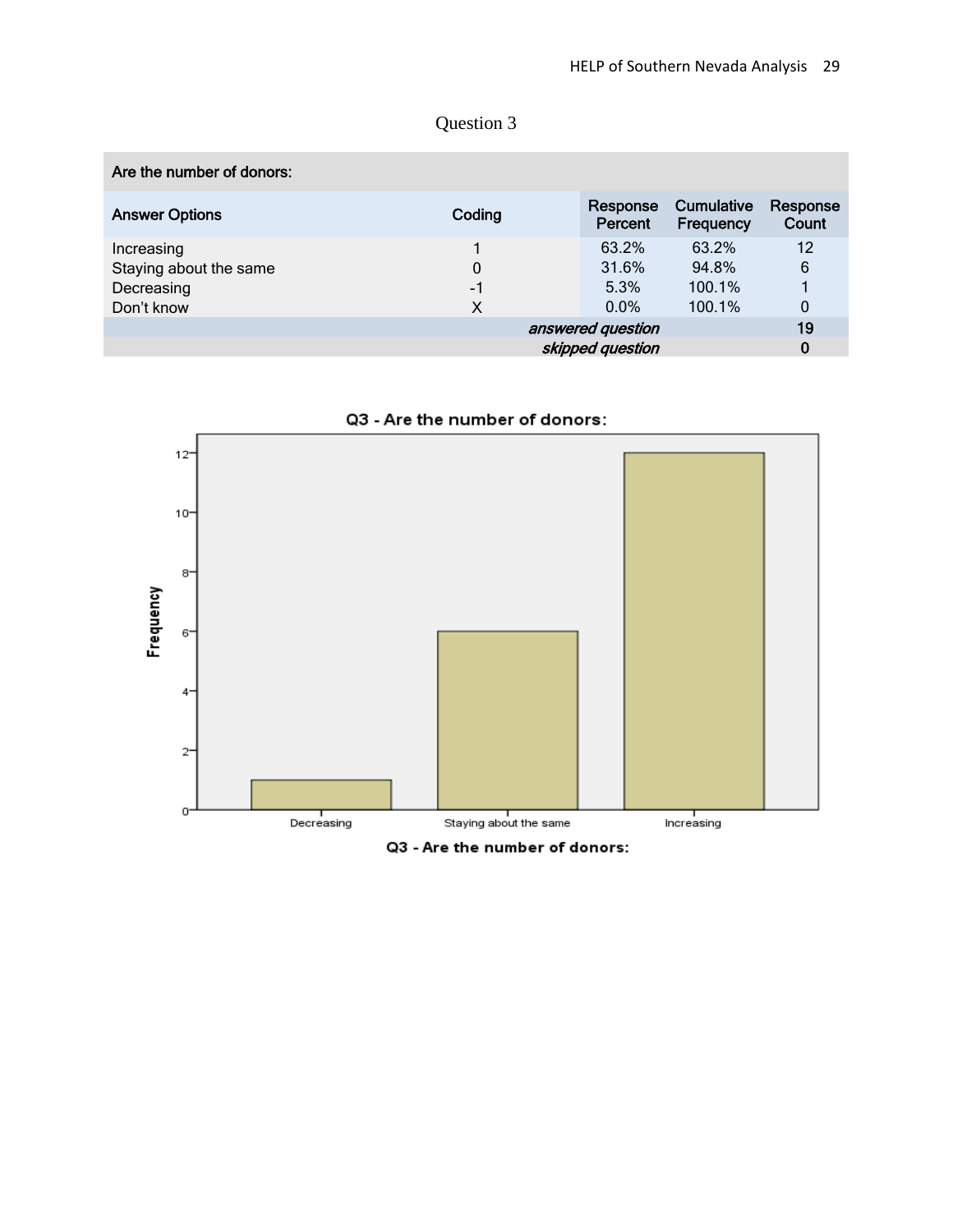Question 3

| Are the number of donors: | | | | |
|---|---|---|---|---|
| **Answer Options** | **Coding** | **Response Percent** | **Cumulative Frequency** | **Response Count** |
| Increasing | 1 | 63.2% | 63.2% | 12 |
| Staying about the same | 0 | 31.6% | 94.8% | 6 |
| Decreasing | -1 | 5.3% | 100.1% | 1 |
| Don't know | X | 0.0% | 100.1% | 0 |
| | | *answered question* | | 19 |
| | | *skipped question* | | 0 |

**Q3 - Are the number of donors:**

| Q3 - Are the number of donors: | Frequency |
|---|---|
| Decreasing | 1 |
| Staying about the same | 6 |
| Increasing | 12 |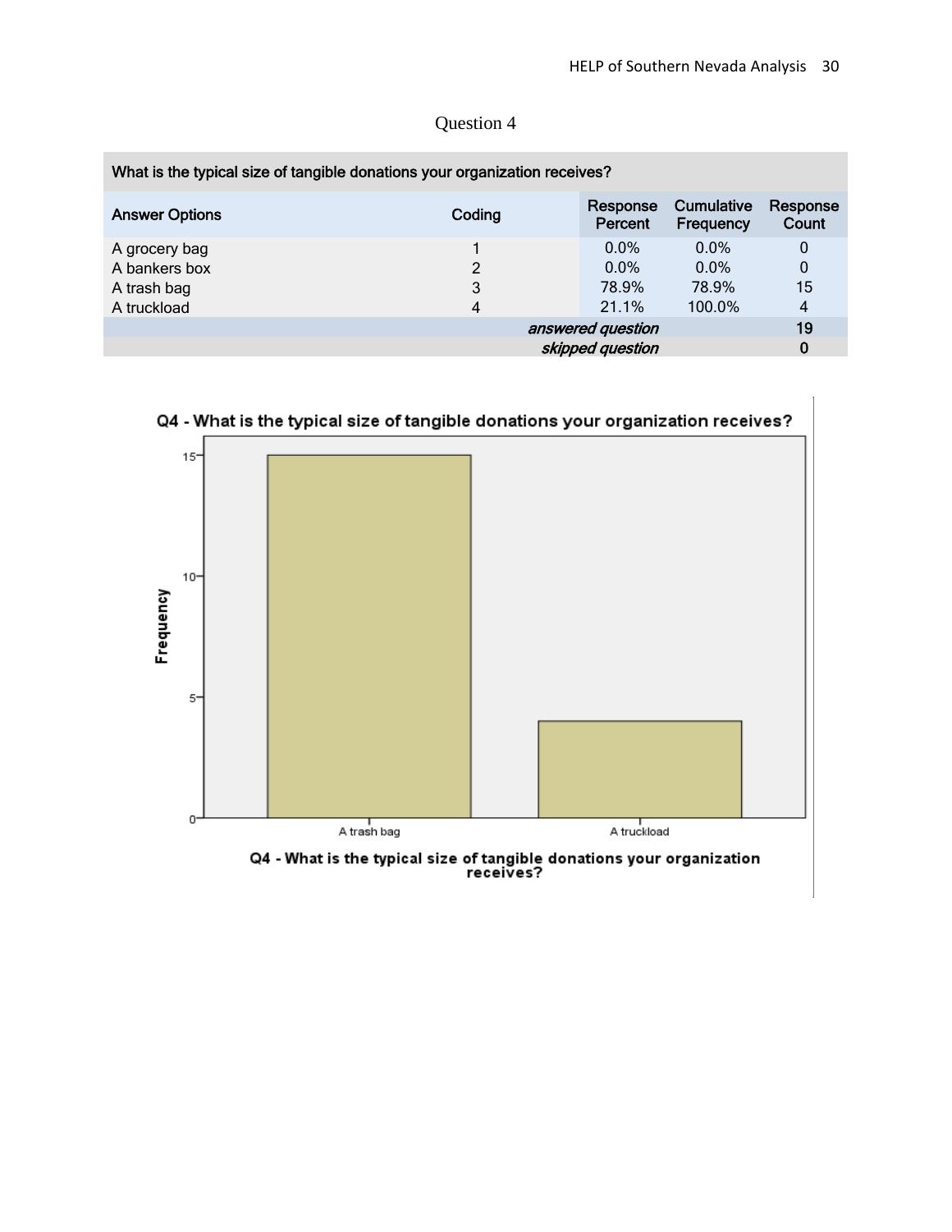## Question 4

| What is the typical size of tangible donations your organization receives? | | | | |
|---|---|---|---|---|
| Answer Options | Coding | Response Percent | Cumulative Frequency | Response Count |
| A grocery bag | 1 | 0.0% | 0.0% | 0 |
| A bankers box | 2 | 0.0% | 0.0% | 0 |
| A trash bag | 3 | 78.9% | 78.9% | 15 |
| A truckload | 4 | 21.1% | 100.0% | 4 |
| | | *answered question* | | 19 |
| | | *skipped question* | | 0 |

**Q4 - What is the typical size of tangible donations your organization receives?**

| Q4 - What is the typical size of tangible donations your organization receives? | Frequency |
|---|---|
| A trash bag | 15 |
| A truckload | 4 |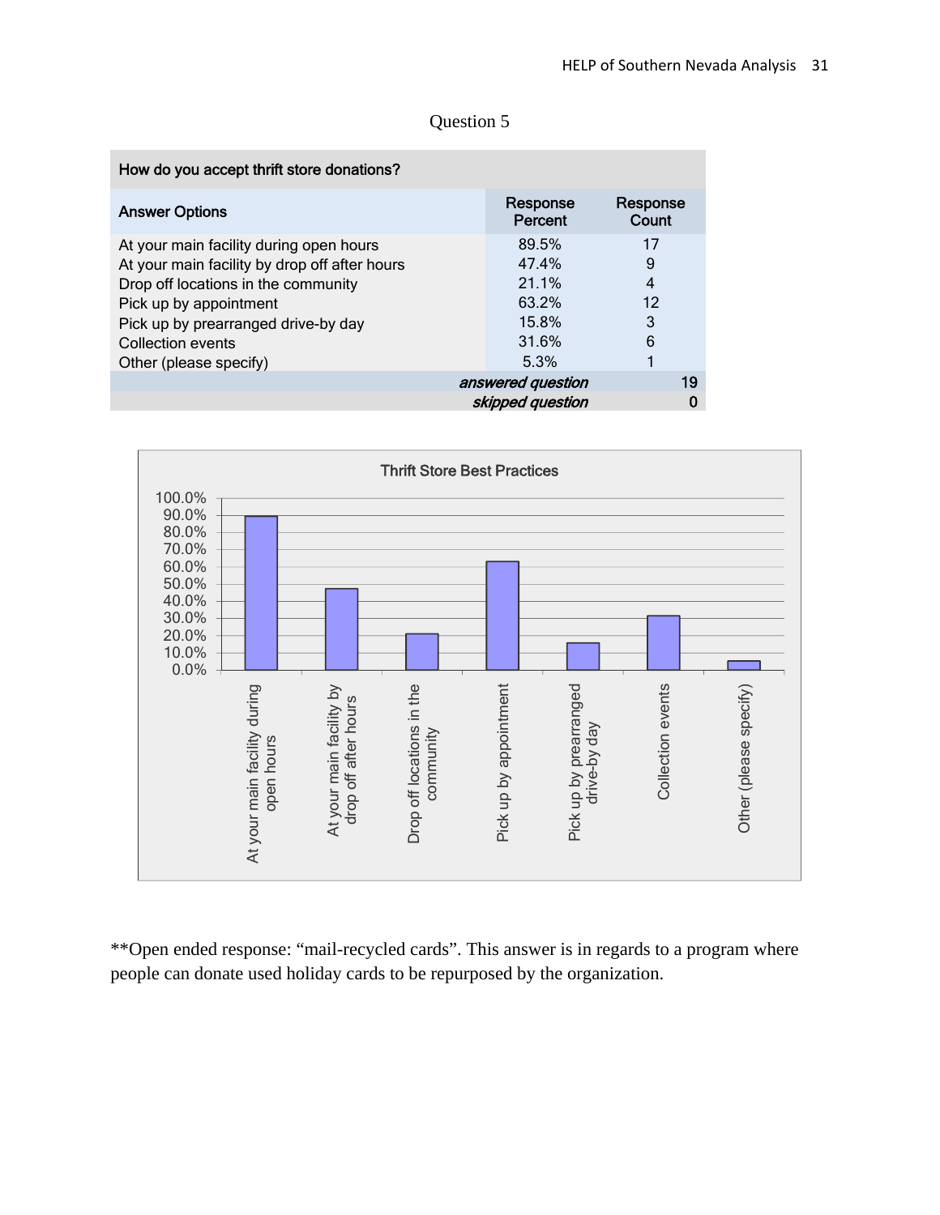Question 5

| How do you accept thrift store donations? | | |
|---|---|---|
| **Answer Options** | **Response Percent** | **Response Count** |
| At your main facility during open hours | 89.5% | 17 |
| At your main facility by drop off after hours | 47.4% | 9 |
| Drop off locations in the community | 21.1% | 4 |
| Pick up by appointment | 63.2% | 12 |
| Pick up by prearranged drive-by day | 15.8% | 3 |
| Collection events | 31.6% | 6 |
| Other (please specify) | 5.3% | 1 |
| | *answered question* | 19 |
| | *skipped question* | 0 |

**Thrift Store Best Practices**

| Answer Option | Response Percent |
|---|---|
| At your main facility during open hours | 89.5% |
| At your main facility by drop off after hours | 47.4% |
| Drop off locations in the community | 21.1% |
| Pick up by appointment | 63.2% |
| Pick up by prearranged drive-by day | 15.8% |
| Collection events | 31.6% |
| Other (please specify) | 5.3% |

**Open ended response: "mail-recycled cards". This answer is in regards to a program where people can donate used holiday cards to be repurposed by the organization.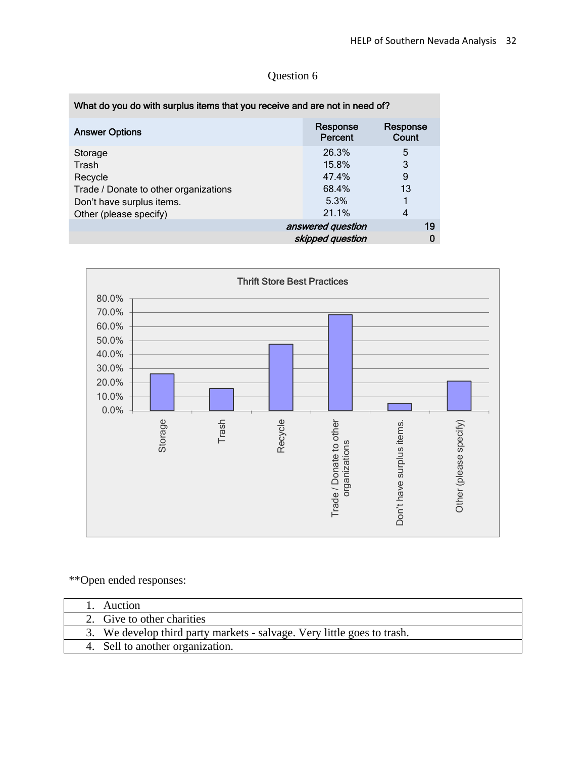Question 6

| What do you do with surplus items that you receive and are not in need of? | | |
|---|---|---|
| **Answer Options** | **Response Percent** | **Response Count** |
| Storage | 26.3% | 5 |
| Trash | 15.8% | 3 |
| Recycle | 47.4% | 9 |
| Trade / Donate to other organizations | 68.4% | 13 |
| Don't have surplus items. | 5.3% | 1 |
| Other (please specify) | 21.1% | 4 |
| | ***answered question*** | 19 |
| | ***skipped question*** | 0 |

Thrift Store Best Practices

| Category | Percent |
|---|---|
| Storage | 26.3% |
| Trash | 15.8% |
| Recycle | 47.4% |
| Trade / Donate to other organizations | 68.4% |
| Don't have surplus items. | 5.3% |
| Other (please specify) | 21.1% |

**Open ended responses:

| |
|---|
| 1. Auction |
| 2. Give to other charities |
| 3. We develop third party markets - salvage. Very little goes to trash. |
| 4. Sell to another organization. |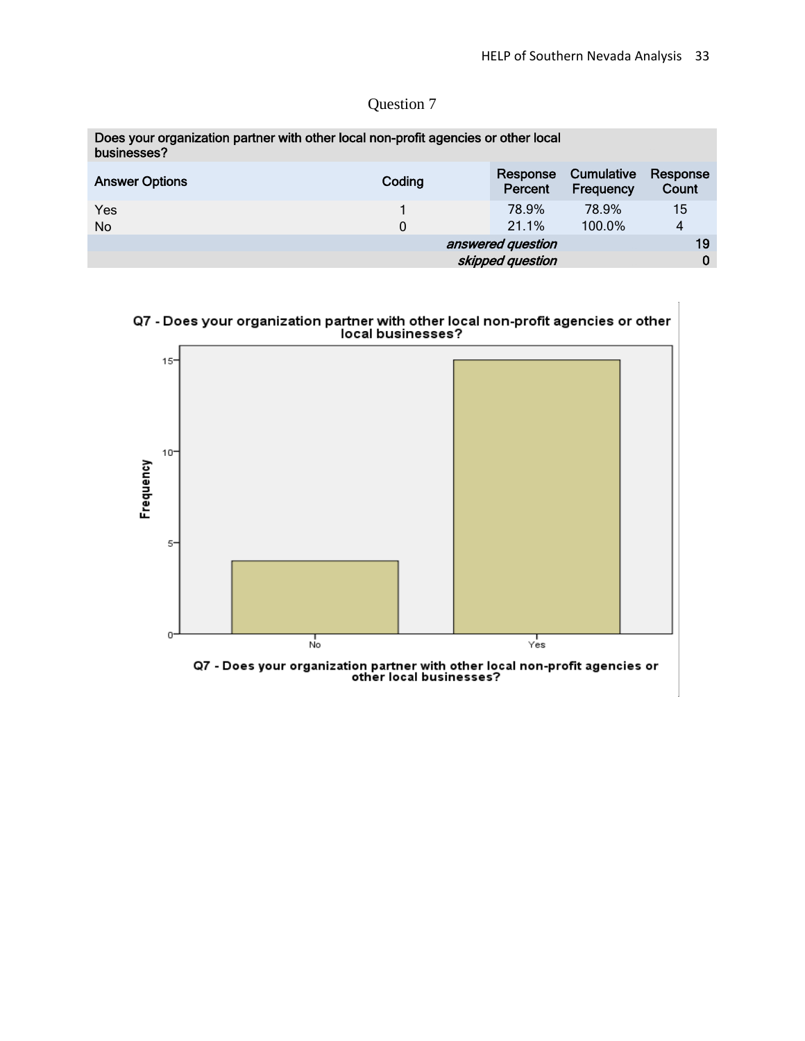Question 7

| Does your organization partner with other local non-profit agencies or other local businesses? | | | | |
|---|---|---|---|---|
| Answer Options | Coding | Response Percent | Cumulative Frequency | Response Count |
| Yes | 1 | 78.9% | 78.9% | 15 |
| No | 0 | 21.1% | 100.0% | 4 |
| | | *answered question* | | 19 |
| | | *skipped question* | | 0 |

**Q7 - Does your organization partner with other local non-profit agencies or other local businesses?**

| Q7 - Does your organization partner with other local non-profit agencies or other local businesses? | Frequency |
|---|---|
| No | 4 |
| Yes | 15 |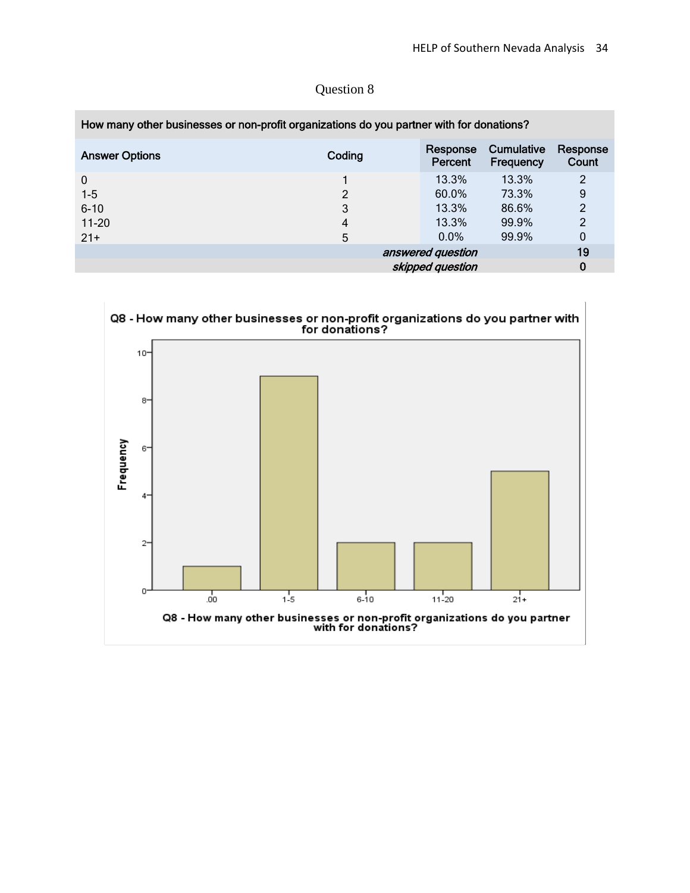Question 8

| How many other businesses or non-profit organizations do you partner with for donations? | | | | |
|---|---|---|---|---|
| Answer Options | Coding | Response Percent | Cumulative Frequency | Response Count |
| 0 | 1 | 13.3% | 13.3% | 2 |
| 1-5 | 2 | 60.0% | 73.3% | 9 |
| 6-10 | 3 | 13.3% | 86.6% | 2 |
| 11-20 | 4 | 13.3% | 99.9% | 2 |
| 21+ | 5 | 0.0% | 99.9% | 0 |
| | | *answered question* | | 19 |
| | | *skipped question* | | 0 |

Q8 - How many other businesses or non-profit organizations do you partner with for donations?

| Q8 - How many other businesses or non-profit organizations do you partner with for donations? | Frequency |
|---|---|
| .00 | 1 |
| 1-5 | 9 |
| 6-10 | 2 |
| 11-20 | 2 |
| 21+ | 5 |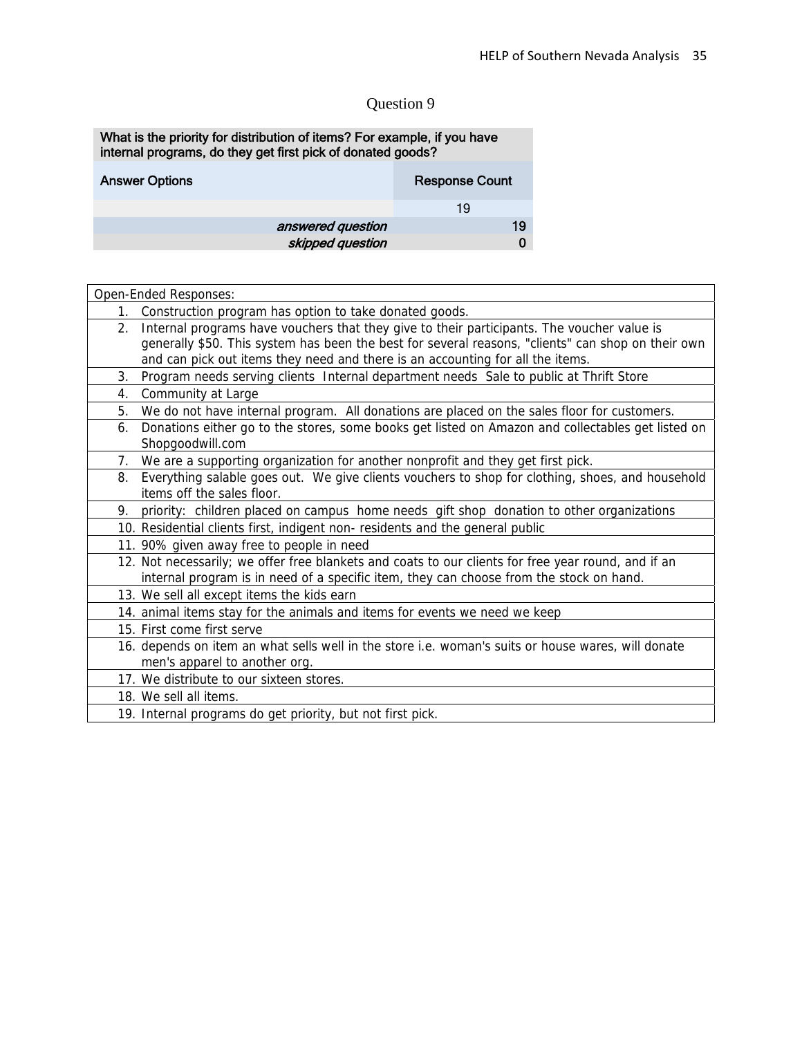# Question 9

| What is the priority for distribution of items? For example, if you have internal programs, do they get first pick of donated goods? | |
|---|---|
| **Answer Options** | **Response Count** |
| | 19 |
| *answered question* | 19 |
| *skipped question* | 0 |

| Open-Ended Responses: |
|---|
| 1. Construction program has option to take donated goods. |
| 2. Internal programs have vouchers that they give to their participants. The voucher value is generally $50. This system has been the best for several reasons, "clients" can shop on their own and can pick out items they need and there is an accounting for all the items. |
| 3. Program needs serving clients Internal department needs Sale to public at Thrift Store |
| 4. Community at Large |
| 5. We do not have internal program. All donations are placed on the sales floor for customers. |
| 6. Donations either go to the stores, some books get listed on Amazon and collectables get listed on Shopgoodwill.com |
| 7. We are a supporting organization for another nonprofit and they get first pick. |
| 8. Everything salable goes out. We give clients vouchers to shop for clothing, shoes, and household items off the sales floor. |
| 9. priority: children placed on campus home needs gift shop donation to other organizations |
| 10. Residential clients first, indigent non- residents and the general public |
| 11. 90% given away free to people in need |
| 12. Not necessarily; we offer free blankets and coats to our clients for free year round, and if an internal program is in need of a specific item, they can choose from the stock on hand. |
| 13. We sell all except items the kids earn |
| 14. animal items stay for the animals and items for events we need we keep |
| 15. First come first serve |
| 16. depends on item an what sells well in the store i.e. woman's suits or house wares, will donate men's apparel to another org. |
| 17. We distribute to our sixteen stores. |
| 18. We sell all items. |
| 19. Internal programs do get priority, but not first pick. |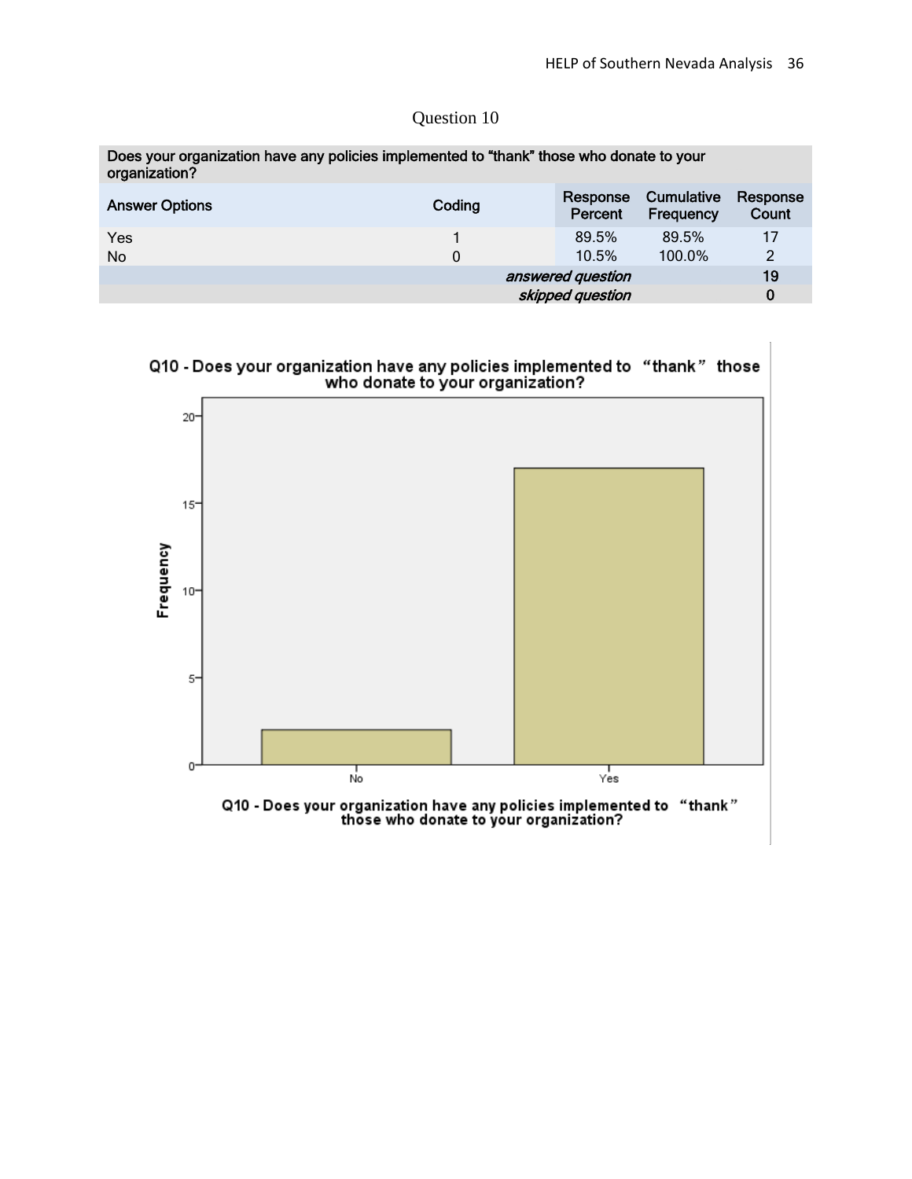Question 10

| Does your organization have any policies implemented to “thank” those who donate to your organization? | | | | |
|---|---|---|---|---|
| **Answer Options** | **Coding** | **Response Percent** | **Cumulative Frequency** | **Response Count** |
| Yes | 1 | 89.5% | 89.5% | 17 |
| No | 0 | 10.5% | 100.0% | 2 |
| | | *answered question* | | 19 |
| | | *skipped question* | | 0 |

Q10 - Does your organization have any policies implemented to “thank” those who donate to your organization?

| Q10 response | Frequency |
|---|---|
| No | 2 |
| Yes | 17 |

Q10 - Does your organization have any policies implemented to “thank” those who donate to your organization?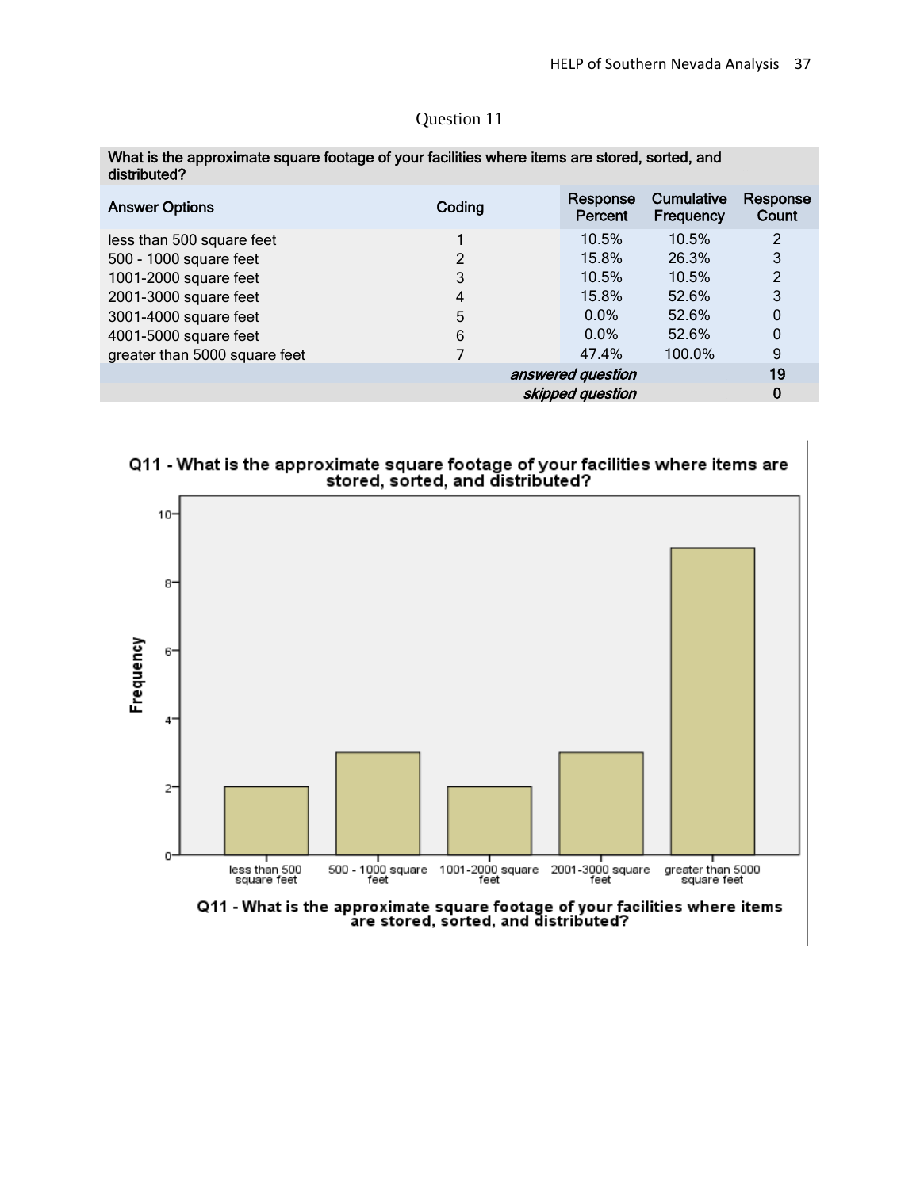## Question 11

| What is the approximate square footage of your facilities where items are stored, sorted, and distributed? | | | | |
|---|---|---|---|---|
| **Answer Options** | **Coding** | **Response Percent** | **Cumulative Frequency** | **Response Count** |
| less than 500 square feet | 1 | 10.5% | 10.5% | 2 |
| 500 - 1000 square feet | 2 | 15.8% | 26.3% | 3 |
| 1001-2000 square feet | 3 | 10.5% | 10.5% | 2 |
| 2001-3000 square feet | 4 | 15.8% | 52.6% | 3 |
| 3001-4000 square feet | 5 | 0.0% | 52.6% | 0 |
| 4001-5000 square feet | 6 | 0.0% | 52.6% | 0 |
| greater than 5000 square feet | 7 | 47.4% | 100.0% | 9 |
| | | *answered question* | | 19 |
| | | *skipped question* | | 0 |

**Q11 - What is the approximate square footage of your facilities where items are stored, sorted, and distributed?**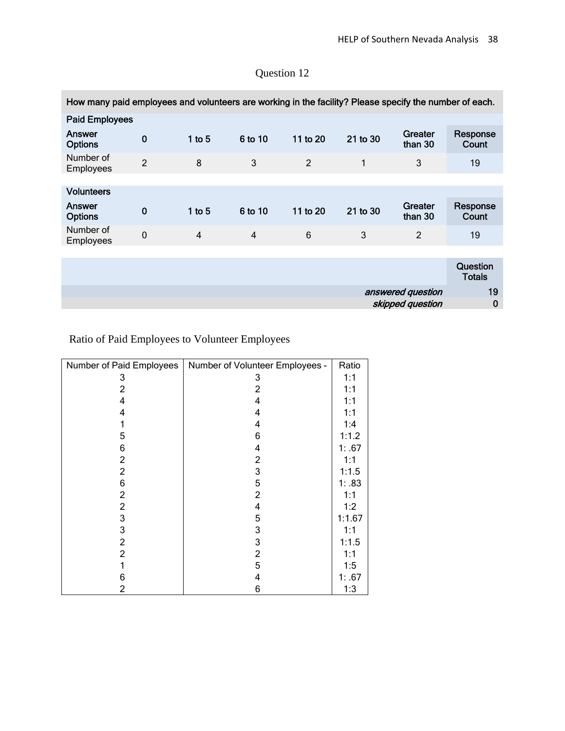Question 12

| How many paid employees and volunteers are working in the facility? Please specify the number of each. | | | | | | | |
|---|---|---|---|---|---|---|---|
| **Paid Employees** | | | | | | | |
| **Answer Options** | **0** | **1 to 5** | **6 to 10** | **11 to 20** | **21 to 30** | **Greater than 30** | **Response Count** |
| Number of Employees | 2 | 8 | 3 | 2 | 1 | 3 | 19 |
| **Volunteers** | | | | | | | |
| **Answer Options** | **0** | **1 to 5** | **6 to 10** | **11 to 20** | **21 to 30** | **Greater than 30** | **Response Count** |
| Number of Employees | 0 | 4 | 4 | 6 | 3 | 2 | 19 |
| | | | | | | | **Question Totals** |
| | | | | | | *answered question* | 19 |
| | | | | | | *skipped question* | 0 |

Ratio of Paid Employees to Volunteer Employees

| Number of Paid Employees | Number of Volunteer Employees - | Ratio |
|---|---|---|
| 3 | 3 | 1:1 |
| 2 | 2 | 1:1 |
| 4 | 4 | 1:1 |
| 4 | 4 | 1:1 |
| 1 | 4 | 1:4 |
| 5 | 6 | 1:1.2 |
| 6 | 4 | 1: .67 |
| 2 | 2 | 1:1 |
| 2 | 3 | 1:1.5 |
| 6 | 5 | 1: .83 |
| 2 | 2 | 1:1 |
| 2 | 4 | 1:2 |
| 3 | 5 | 1:1.67 |
| 3 | 3 | 1:1 |
| 2 | 3 | 1:1.5 |
| 2 | 2 | 1:1 |
| 1 | 5 | 1:5 |
| 6 | 4 | 1: .67 |
| 2 | 6 | 1:3 |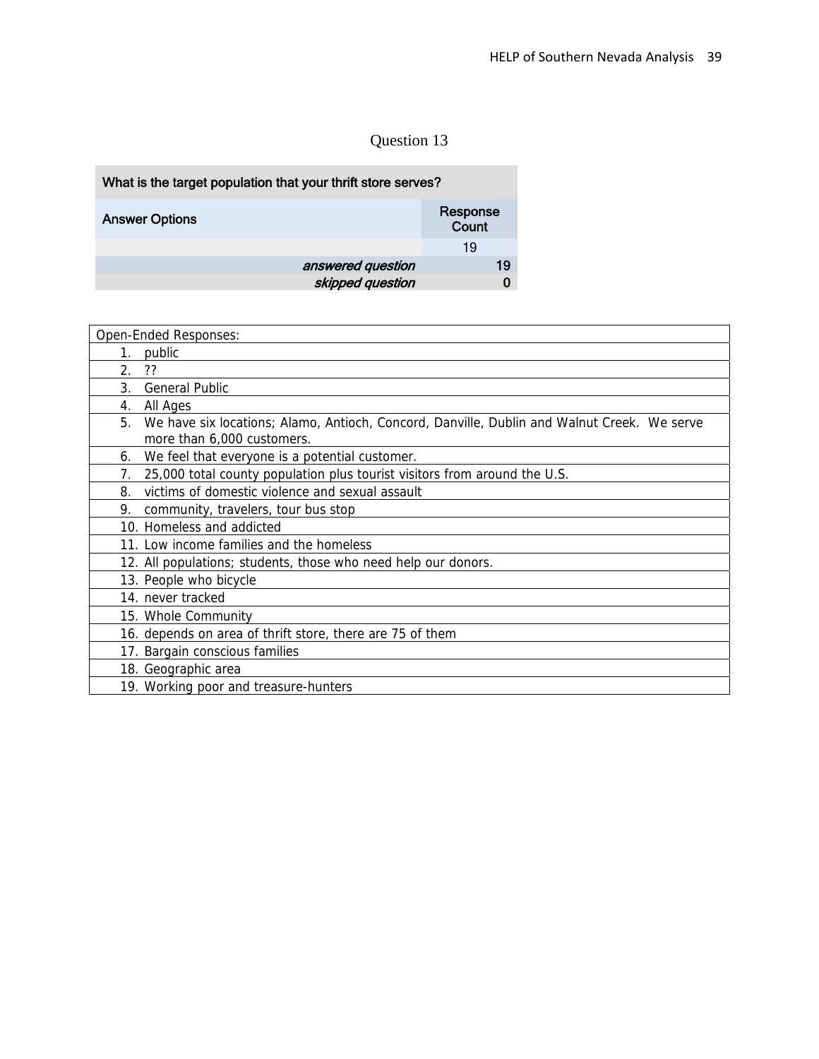Question 13

| What is the target population that your thrift store serves? | |
|---|---|
| Answer Options | Response Count |
| | 19 |
| *answered question* | **19** |
| *skipped question* | **0** |

| Open-Ended Responses: |
|---|
| 1. public |
| 2. ?? |
| 3. General Public |
| 4. All Ages |
| 5. We have six locations; Alamo, Antioch, Concord, Danville, Dublin and Walnut Creek. We serve more than 6,000 customers. |
| 6. We feel that everyone is a potential customer. |
| 7. 25,000 total county population plus tourist visitors from around the U.S. |
| 8. victims of domestic violence and sexual assault |
| 9. community, travelers, tour bus stop |
| 10. Homeless and addicted |
| 11. Low income families and the homeless |
| 12. All populations; students, those who need help our donors. |
| 13. People who bicycle |
| 14. never tracked |
| 15. Whole Community |
| 16. depends on area of thrift store, there are 75 of them |
| 17. Bargain conscious families |
| 18. Geographic area |
| 19. Working poor and treasure-hunters |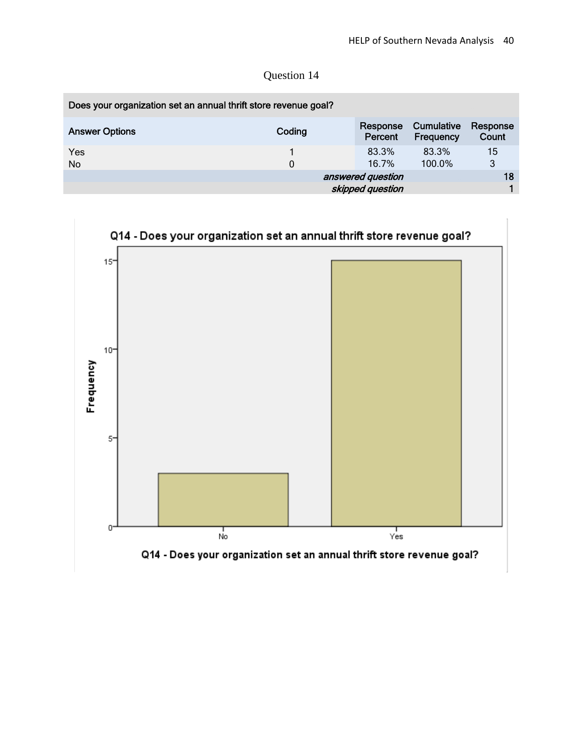Question 14

| Does your organization set an annual thrift store revenue goal? | | | | |
|---|---|---|---|---|
| Answer Options | Coding | Response Percent | Cumulative Frequency | Response Count |
| Yes | 1 | 83.3% | 83.3% | 15 |
| No | 0 | 16.7% | 100.0% | 3 |
| | | *answered question* | | 18 |
| | | *skipped question* | | 1 |

Q14 - Does your organization set an annual thrift store revenue goal?

| Q14 - Does your organization set an annual thrift store revenue goal? | Frequency |
|---|---|
| No | 3 |
| Yes | 15 |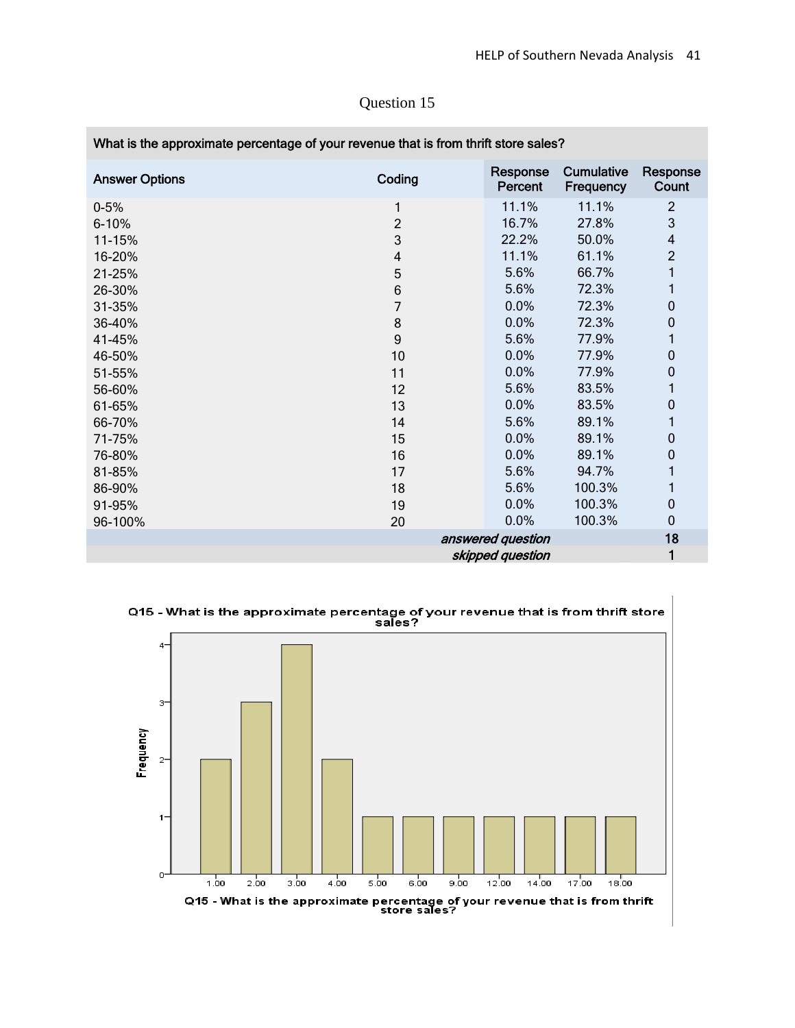## Question 15

| What is the approximate percentage of your revenue that is from thrift store sales? | | | | |
|---|---|---|---|---|
| Answer Options | Coding | Response Percent | Cumulative Frequency | Response Count |
| 0-5% | 1 | 11.1% | 11.1% | 2 |
| 6-10% | 2 | 16.7% | 27.8% | 3 |
| 11-15% | 3 | 22.2% | 50.0% | 4 |
| 16-20% | 4 | 11.1% | 61.1% | 2 |
| 21-25% | 5 | 5.6% | 66.7% | 1 |
| 26-30% | 6 | 5.6% | 72.3% | 1 |
| 31-35% | 7 | 0.0% | 72.3% | 0 |
| 36-40% | 8 | 0.0% | 72.3% | 0 |
| 41-45% | 9 | 5.6% | 77.9% | 1 |
| 46-50% | 10 | 0.0% | 77.9% | 0 |
| 51-55% | 11 | 0.0% | 77.9% | 0 |
| 56-60% | 12 | 5.6% | 83.5% | 1 |
| 61-65% | 13 | 0.0% | 83.5% | 0 |
| 66-70% | 14 | 5.6% | 89.1% | 1 |
| 71-75% | 15 | 0.0% | 89.1% | 0 |
| 76-80% | 16 | 0.0% | 89.1% | 0 |
| 81-85% | 17 | 5.6% | 94.7% | 1 |
| 86-90% | 18 | 5.6% | 100.3% | 1 |
| 91-95% | 19 | 0.0% | 100.3% | 0 |
| 96-100% | 20 | 0.0% | 100.3% | 0 |
| | | *answered question* | | 18 |
| | | *skipped question* | | 1 |

Q15 - What is the approximate percentage of your revenue that is from thrift store sales?

| Q15 value | Frequency |
|---|---|
| 1.00 | 2 |
| 2.00 | 3 |
| 3.00 | 4 |
| 4.00 | 2 |
| 5.00 | 1 |
| 6.00 | 1 |
| 9.00 | 1 |
| 12.00 | 1 |
| 14.00 | 1 |
| 17.00 | 1 |
| 18.00 | 1 |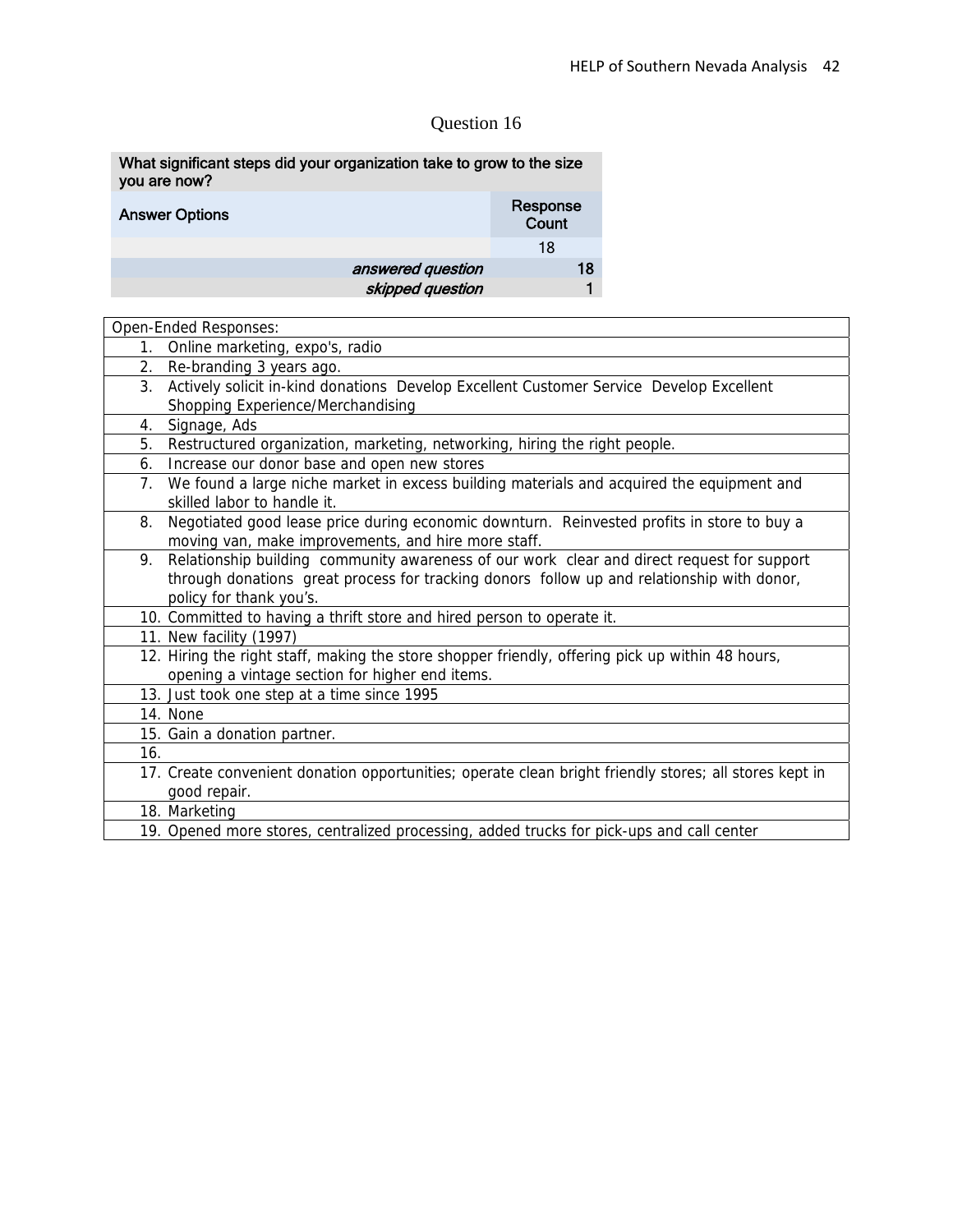## Question 16

| What significant steps did your organization take to grow to the size you are now? | |
|---|---|
| **Answer Options** | **Response Count** |
| | 18 |
| *answered question* | **18** |
| *skipped question* | **1** |

| Open-Ended Responses: |
|---|
| 1. Online marketing, expo's, radio |
| 2. Re-branding 3 years ago. |
| 3. Actively solicit in-kind donations Develop Excellent Customer Service Develop Excellent Shopping Experience/Merchandising |
| 4. Signage, Ads |
| 5. Restructured organization, marketing, networking, hiring the right people. |
| 6. Increase our donor base and open new stores |
| 7. We found a large niche market in excess building materials and acquired the equipment and skilled labor to handle it. |
| 8. Negotiated good lease price during economic downturn. Reinvested profits in store to buy a moving van, make improvements, and hire more staff. |
| 9. Relationship building community awareness of our work clear and direct request for support through donations great process for tracking donors follow up and relationship with donor, policy for thank you's. |
| 10. Committed to having a thrift store and hired person to operate it. |
| 11. New facility (1997) |
| 12. Hiring the right staff, making the store shopper friendly, offering pick up within 48 hours, opening a vintage section for higher end items. |
| 13. Just took one step at a time since 1995 |
| 14. None |
| 15. Gain a donation partner. |
| 16. |
| 17. Create convenient donation opportunities; operate clean bright friendly stores; all stores kept in good repair. |
| 18. Marketing |
| 19. Opened more stores, centralized processing, added trucks for pick-ups and call center |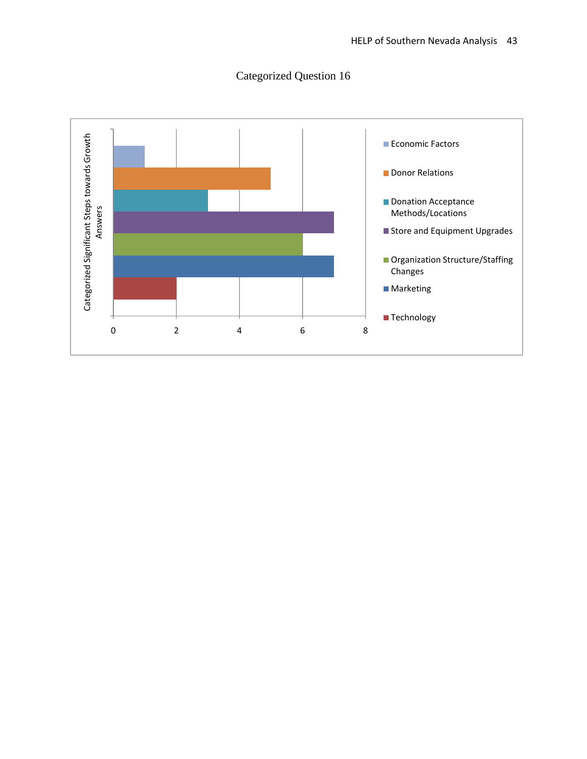Categorized Question 16

| Categorized Significant Steps towards Growth Answers | Value |
|---|---|
| Economic Factors | 1 |
| Donor Relations | 5 |
| Donation Acceptance Methods/Locations | 3 |
| Store and Equipment Upgrades | 7 |
| Organization Structure/Staffing Changes | 6 |
| Marketing | 7 |
| Technology | 2 |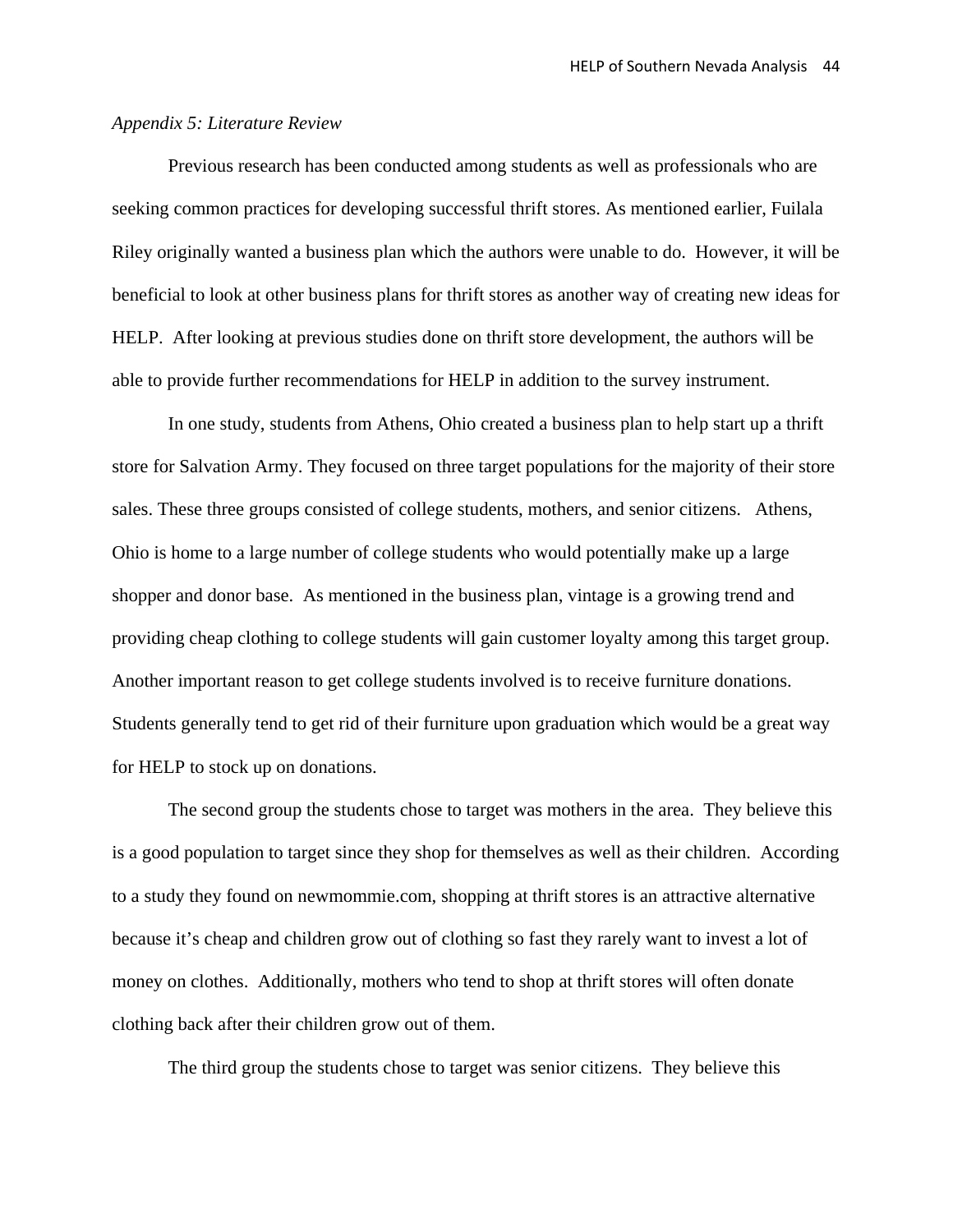*Appendix 5: Literature Review*

Previous research has been conducted among students as well as professionals who are seeking common practices for developing successful thrift stores. As mentioned earlier, Fuilala Riley originally wanted a business plan which the authors were unable to do. However, it will be beneficial to look at other business plans for thrift stores as another way of creating new ideas for HELP. After looking at previous studies done on thrift store development, the authors will be able to provide further recommendations for HELP in addition to the survey instrument.

In one study, students from Athens, Ohio created a business plan to help start up a thrift store for Salvation Army. They focused on three target populations for the majority of their store sales. These three groups consisted of college students, mothers, and senior citizens. Athens, Ohio is home to a large number of college students who would potentially make up a large shopper and donor base. As mentioned in the business plan, vintage is a growing trend and providing cheap clothing to college students will gain customer loyalty among this target group. Another important reason to get college students involved is to receive furniture donations. Students generally tend to get rid of their furniture upon graduation which would be a great way for HELP to stock up on donations.

The second group the students chose to target was mothers in the area. They believe this is a good population to target since they shop for themselves as well as their children. According to a study they found on newmommie.com, shopping at thrift stores is an attractive alternative because it's cheap and children grow out of clothing so fast they rarely want to invest a lot of money on clothes. Additionally, mothers who tend to shop at thrift stores will often donate clothing back after their children grow out of them.

The third group the students chose to target was senior citizens. They believe this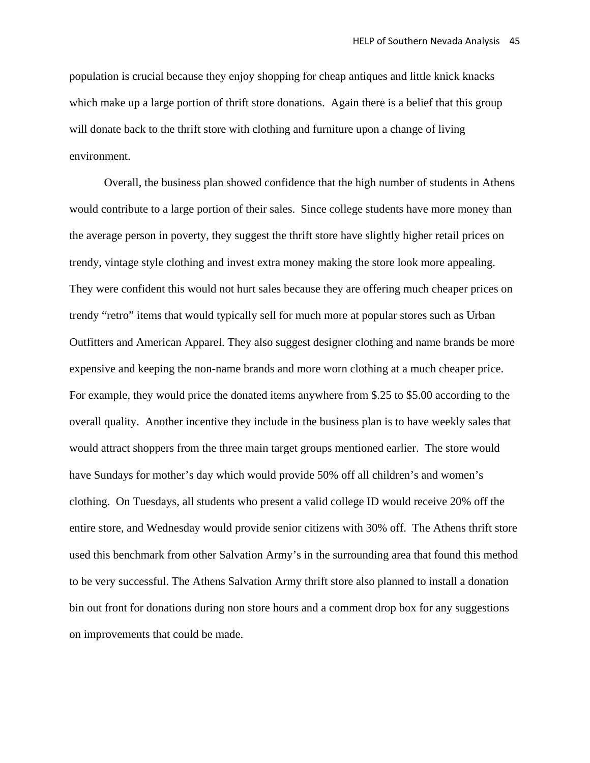population is crucial because they enjoy shopping for cheap antiques and little knick knacks which make up a large portion of thrift store donations. Again there is a belief that this group will donate back to the thrift store with clothing and furniture upon a change of living environment.

Overall, the business plan showed confidence that the high number of students in Athens would contribute to a large portion of their sales. Since college students have more money than the average person in poverty, they suggest the thrift store have slightly higher retail prices on trendy, vintage style clothing and invest extra money making the store look more appealing. They were confident this would not hurt sales because they are offering much cheaper prices on trendy "retro" items that would typically sell for much more at popular stores such as Urban Outfitters and American Apparel. They also suggest designer clothing and name brands be more expensive and keeping the non-name brands and more worn clothing at a much cheaper price. For example, they would price the donated items anywhere from $.25 to $5.00 according to the overall quality. Another incentive they include in the business plan is to have weekly sales that would attract shoppers from the three main target groups mentioned earlier. The store would have Sundays for mother's day which would provide 50% off all children's and women's clothing. On Tuesdays, all students who present a valid college ID would receive 20% off the entire store, and Wednesday would provide senior citizens with 30% off. The Athens thrift store used this benchmark from other Salvation Army's in the surrounding area that found this method to be very successful. The Athens Salvation Army thrift store also planned to install a donation bin out front for donations during non store hours and a comment drop box for any suggestions on improvements that could be made.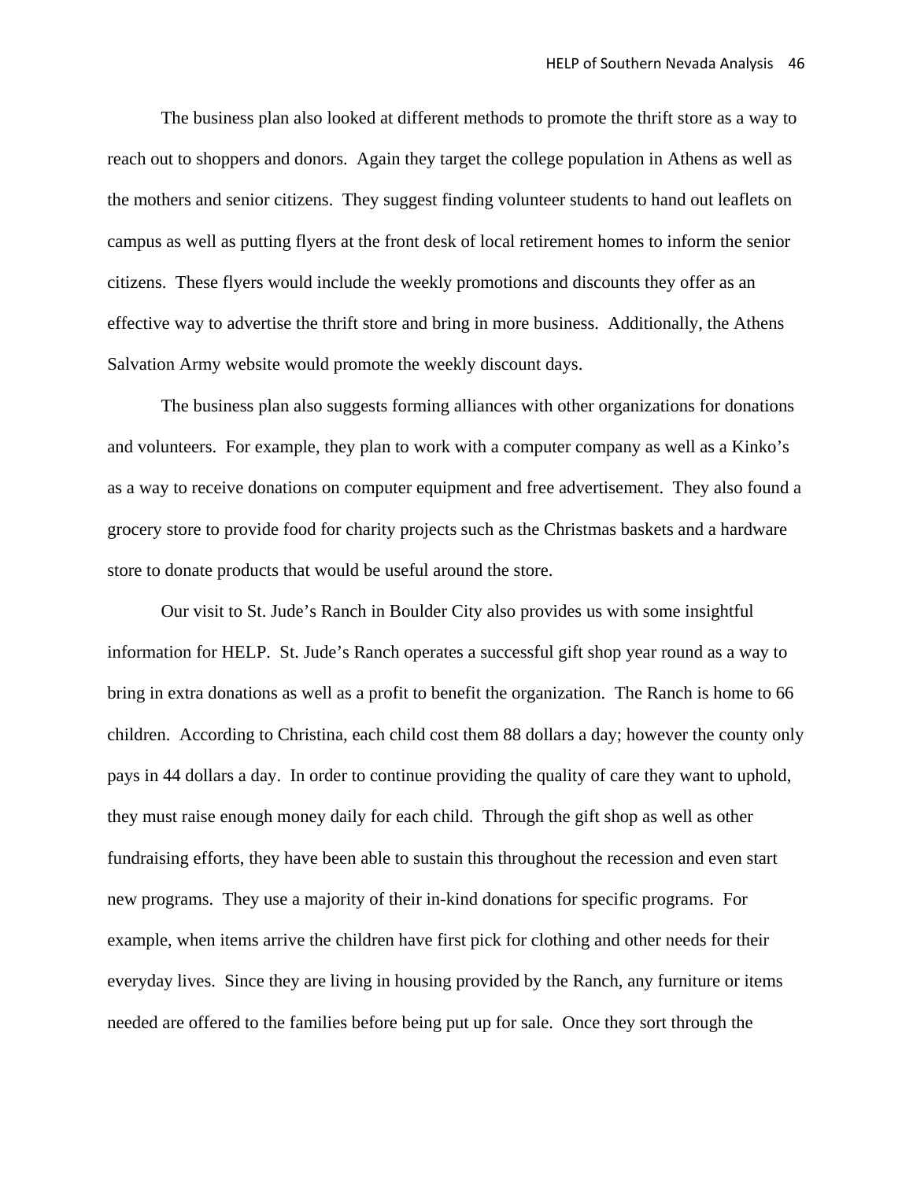The business plan also looked at different methods to promote the thrift store as a way to reach out to shoppers and donors. Again they target the college population in Athens as well as the mothers and senior citizens. They suggest finding volunteer students to hand out leaflets on campus as well as putting flyers at the front desk of local retirement homes to inform the senior citizens. These flyers would include the weekly promotions and discounts they offer as an effective way to advertise the thrift store and bring in more business. Additionally, the Athens Salvation Army website would promote the weekly discount days.

The business plan also suggests forming alliances with other organizations for donations and volunteers. For example, they plan to work with a computer company as well as a Kinko's as a way to receive donations on computer equipment and free advertisement. They also found a grocery store to provide food for charity projects such as the Christmas baskets and a hardware store to donate products that would be useful around the store.

Our visit to St. Jude's Ranch in Boulder City also provides us with some insightful information for HELP. St. Jude's Ranch operates a successful gift shop year round as a way to bring in extra donations as well as a profit to benefit the organization. The Ranch is home to 66 children. According to Christina, each child cost them 88 dollars a day; however the county only pays in 44 dollars a day. In order to continue providing the quality of care they want to uphold, they must raise enough money daily for each child. Through the gift shop as well as other fundraising efforts, they have been able to sustain this throughout the recession and even start new programs. They use a majority of their in-kind donations for specific programs. For example, when items arrive the children have first pick for clothing and other needs for their everyday lives. Since they are living in housing provided by the Ranch, any furniture or items needed are offered to the families before being put up for sale. Once they sort through the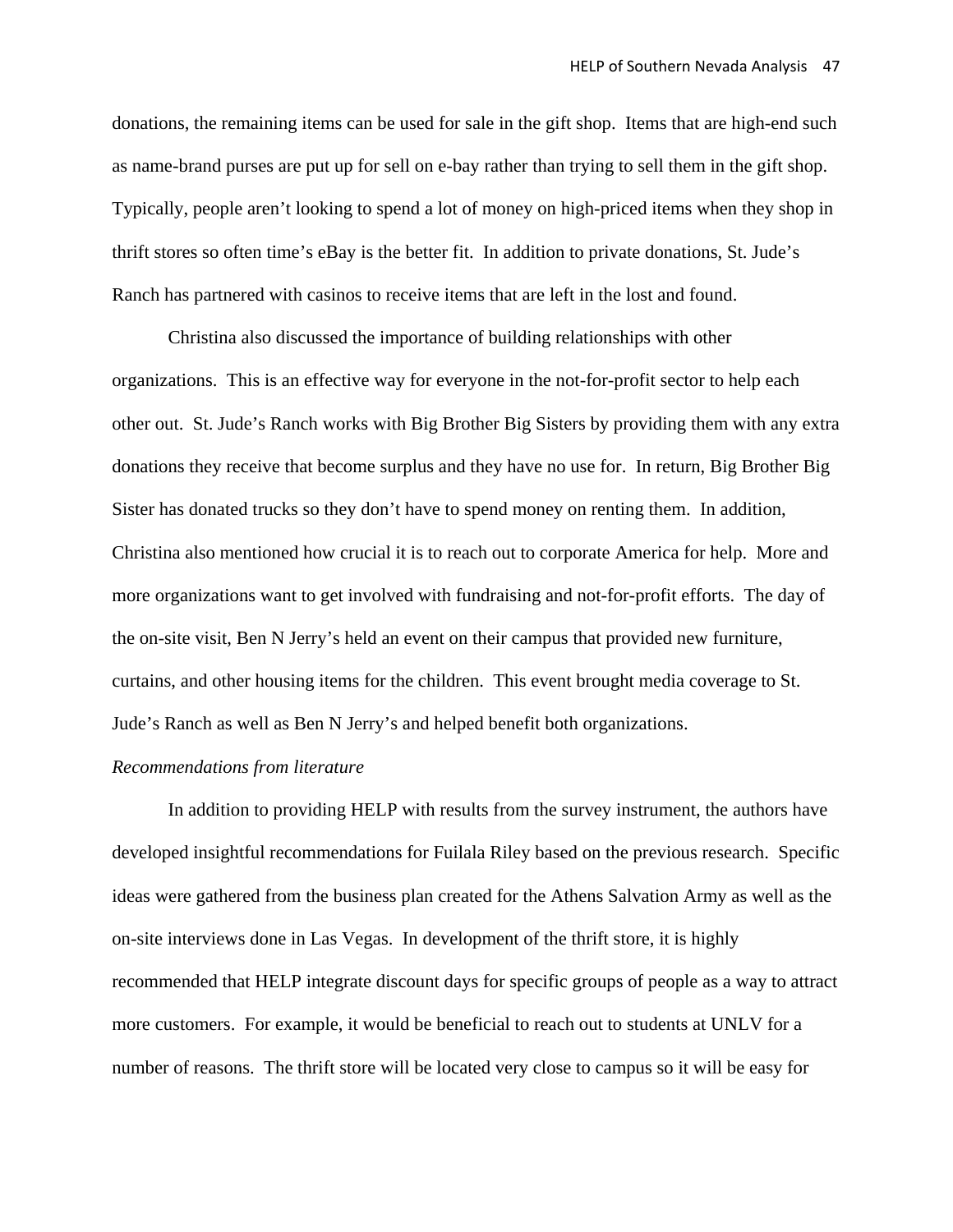donations, the remaining items can be used for sale in the gift shop. Items that are high-end such as name-brand purses are put up for sell on e-bay rather than trying to sell them in the gift shop. Typically, people aren't looking to spend a lot of money on high-priced items when they shop in thrift stores so often time's eBay is the better fit. In addition to private donations, St. Jude's Ranch has partnered with casinos to receive items that are left in the lost and found.

Christina also discussed the importance of building relationships with other organizations. This is an effective way for everyone in the not-for-profit sector to help each other out. St. Jude's Ranch works with Big Brother Big Sisters by providing them with any extra donations they receive that become surplus and they have no use for. In return, Big Brother Big Sister has donated trucks so they don't have to spend money on renting them. In addition, Christina also mentioned how crucial it is to reach out to corporate America for help. More and more organizations want to get involved with fundraising and not-for-profit efforts. The day of the on-site visit, Ben N Jerry's held an event on their campus that provided new furniture, curtains, and other housing items for the children. This event brought media coverage to St. Jude's Ranch as well as Ben N Jerry's and helped benefit both organizations.

*Recommendations from literature*

In addition to providing HELP with results from the survey instrument, the authors have developed insightful recommendations for Fuilala Riley based on the previous research. Specific ideas were gathered from the business plan created for the Athens Salvation Army as well as the on-site interviews done in Las Vegas. In development of the thrift store, it is highly recommended that HELP integrate discount days for specific groups of people as a way to attract more customers. For example, it would be beneficial to reach out to students at UNLV for a number of reasons. The thrift store will be located very close to campus so it will be easy for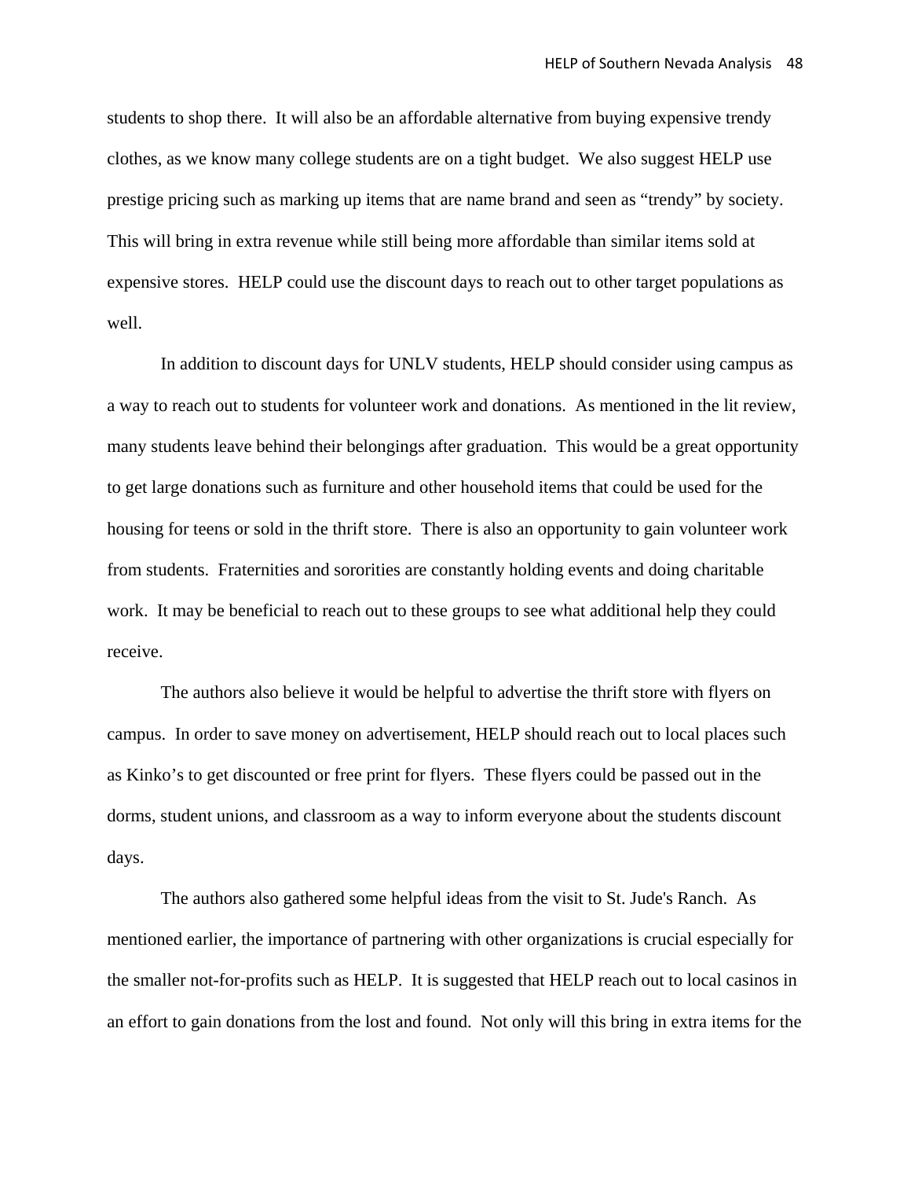students to shop there. It will also be an affordable alternative from buying expensive trendy clothes, as we know many college students are on a tight budget. We also suggest HELP use prestige pricing such as marking up items that are name brand and seen as "trendy" by society. This will bring in extra revenue while still being more affordable than similar items sold at expensive stores. HELP could use the discount days to reach out to other target populations as well.

In addition to discount days for UNLV students, HELP should consider using campus as a way to reach out to students for volunteer work and donations. As mentioned in the lit review, many students leave behind their belongings after graduation. This would be a great opportunity to get large donations such as furniture and other household items that could be used for the housing for teens or sold in the thrift store. There is also an opportunity to gain volunteer work from students. Fraternities and sororities are constantly holding events and doing charitable work. It may be beneficial to reach out to these groups to see what additional help they could receive.

The authors also believe it would be helpful to advertise the thrift store with flyers on campus. In order to save money on advertisement, HELP should reach out to local places such as Kinko's to get discounted or free print for flyers. These flyers could be passed out in the dorms, student unions, and classroom as a way to inform everyone about the students discount days.

The authors also gathered some helpful ideas from the visit to St. Jude's Ranch. As mentioned earlier, the importance of partnering with other organizations is crucial especially for the smaller not-for-profits such as HELP. It is suggested that HELP reach out to local casinos in an effort to gain donations from the lost and found. Not only will this bring in extra items for the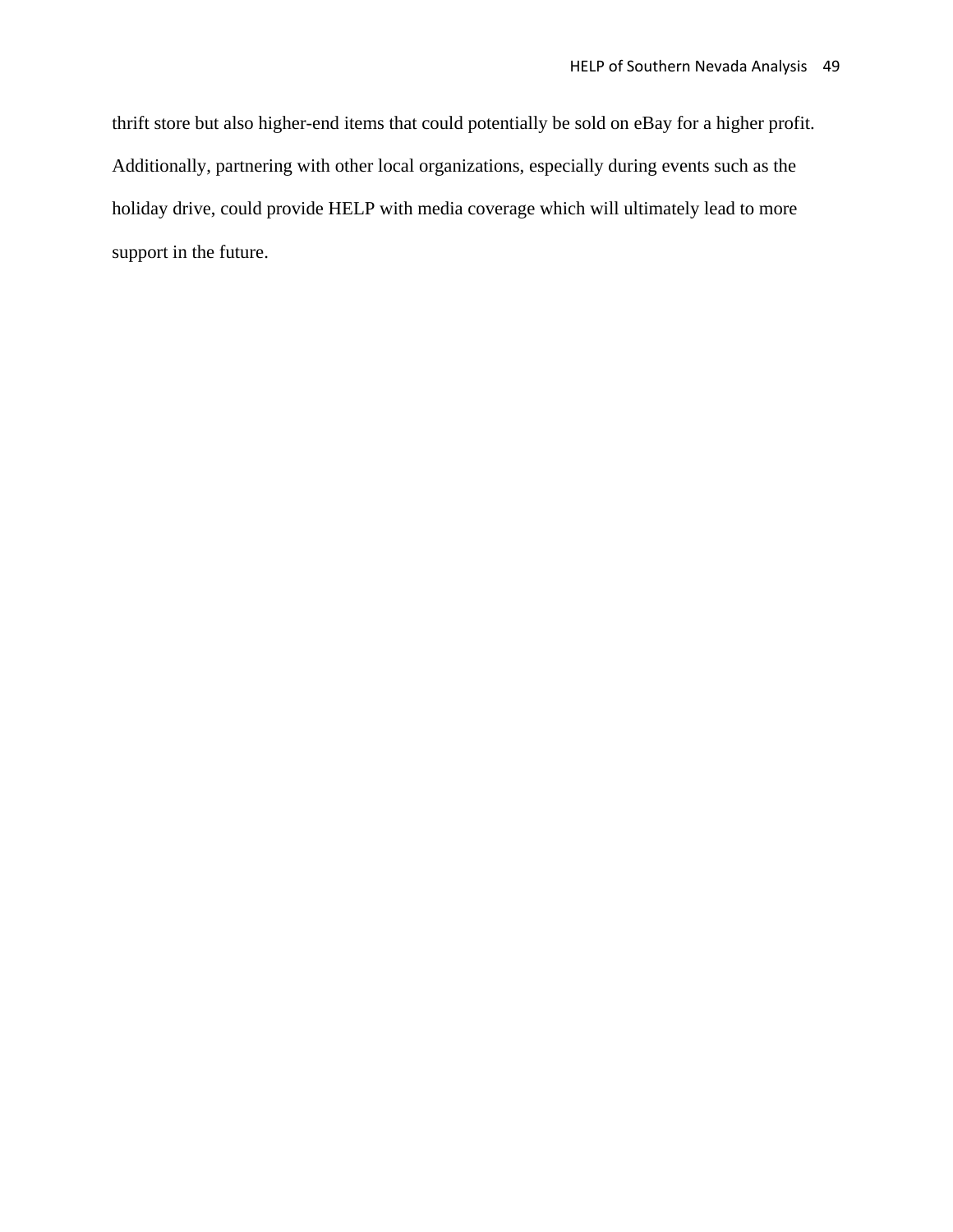thrift store but also higher-end items that could potentially be sold on eBay for a higher profit. Additionally, partnering with other local organizations, especially during events such as the holiday drive, could provide HELP with media coverage which will ultimately lead to more support in the future.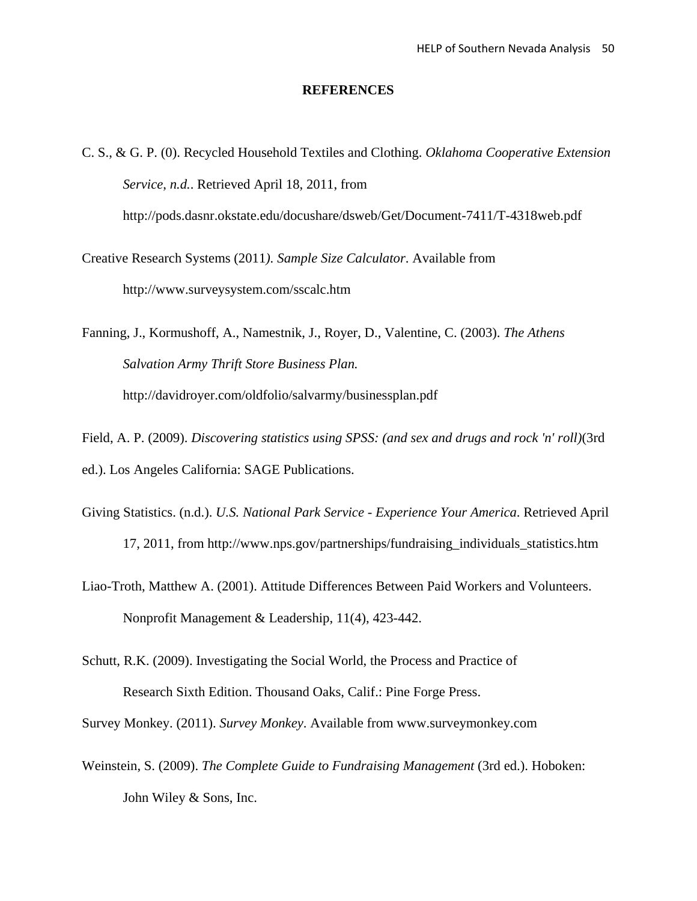# REFERENCES

C. S., & G. P. (0). Recycled Household Textiles and Clothing. *Oklahoma Cooperative Extension Service, n.d.*. Retrieved April 18, 2011, from http://pods.dasnr.okstate.edu/docushare/dsweb/Get/Document-7411/T-4318web.pdf

Creative Research Systems (2011*). Sample Size Calculator.* Available from http://www.surveysystem.com/sscalc.htm

Fanning, J., Kormushoff, A., Namestnik, J., Royer, D., Valentine, C. (2003). *The Athens Salvation Army Thrift Store Business Plan.* http://davidroyer.com/oldfolio/salvarmy/businessplan.pdf

Field, A. P. (2009). *Discovering statistics using SPSS: (and sex and drugs and rock 'n' roll)*(3rd ed.). Los Angeles California: SAGE Publications.

Giving Statistics. (n.d.). *U.S. National Park Service - Experience Your America*. Retrieved April 17, 2011, from http://www.nps.gov/partnerships/fundraising_individuals_statistics.htm

Liao-Troth, Matthew A. (2001). Attitude Differences Between Paid Workers and Volunteers. Nonprofit Management & Leadership, 11(4), 423-442.

Schutt, R.K. (2009). Investigating the Social World, the Process and Practice of Research Sixth Edition. Thousand Oaks, Calif.: Pine Forge Press.

Survey Monkey. (2011). *Survey Monkey.* Available from www.surveymonkey.com

Weinstein, S. (2009). *The Complete Guide to Fundraising Management* (3rd ed.). Hoboken: John Wiley & Sons, Inc.